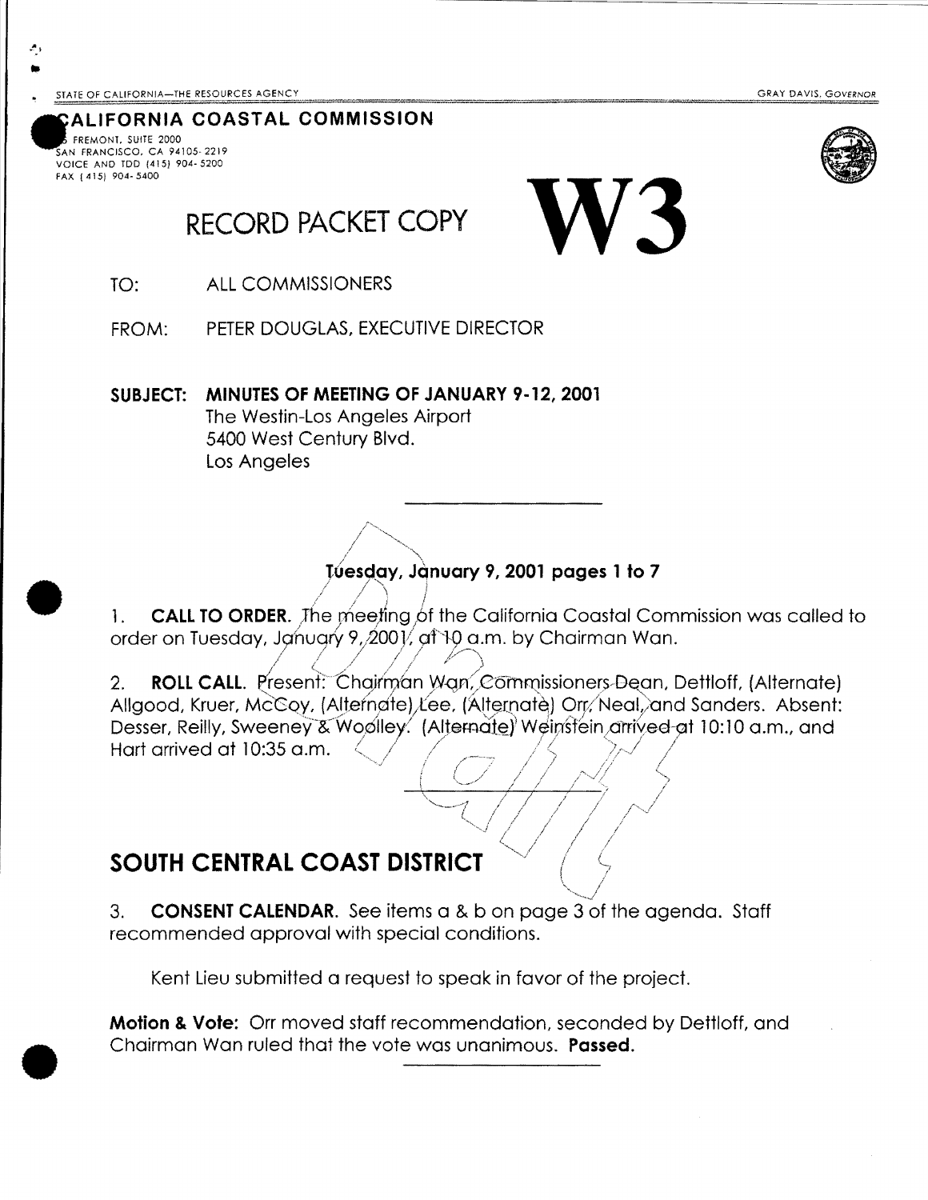STATE OF CALIFORNIA—THE RESOURCES AGENCY

GRAY DAVIS, GOVERNOR

**CALIFORNIA COASTAL COMMISSION**

FREMONT, SUITE 2000
SAN FRANCISCO, CA 94105-2219
VOICE AND TDD (415) 904-5200
FAX (415) 904-5400

RECORD PACKET COPY

# W3

TO: ALL COMMISSIONERS

FROM: PETER DOUGLAS, EXECUTIVE DIRECTOR

**SUBJECT: MINUTES OF MEETING OF JANUARY 9-12, 2001**
The Westin-Los Angeles Airport
5400 West Century Blvd.
Los Angeles

---

**Tuesday, January 9, 2001 pages 1 to 7**

1. **CALL TO ORDER**. The meeting of the California Coastal Commission was called to order on Tuesday, January 9, 2001, at 10 a.m. by Chairman Wan.

2. **ROLL CALL**. Present: Chairman Wan, Commissioners Dean, Dettloff, (Alternate) Allgood, Kruer, McCoy, (Alternate) Lee, (Alternate) Orr, Neal, and Sanders. Absent: Desser, Reilly, Sweeney & Woolley. (Alternate) Weinstein arrived at 10:10 a.m., and Hart arrived at 10:35 a.m.

---

## SOUTH CENTRAL COAST DISTRICT

3. **CONSENT CALENDAR**. See items a & b on page 3 of the agenda. Staff recommended approval with special conditions.

Kent Lieu submitted a request to speak in favor of the project.

**Motion & Vote:** Orr moved staff recommendation, seconded by Dettloff, and Chairman Wan ruled that the vote was unanimous. **Passed.**

---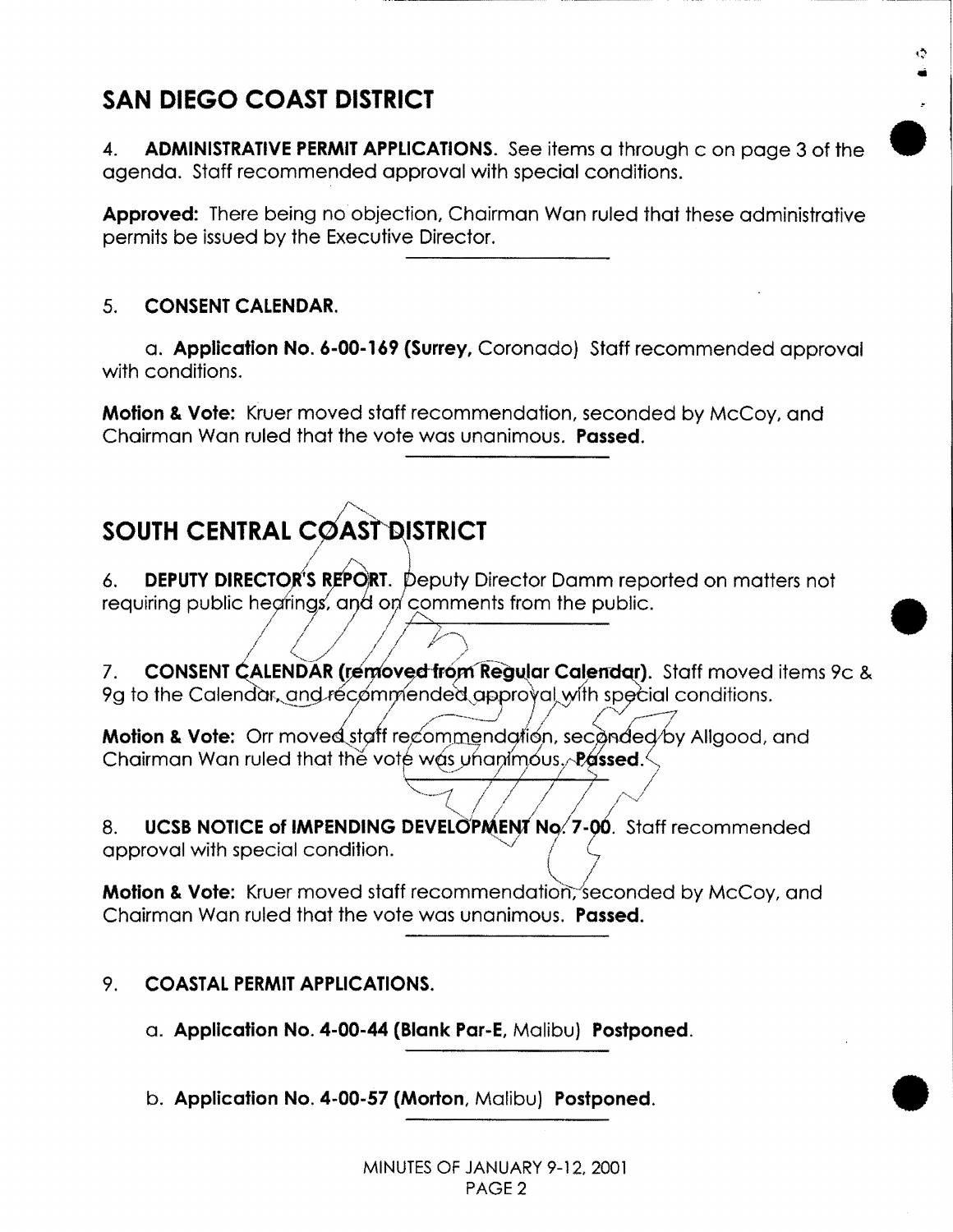## SAN DIEGO COAST DISTRICT

4. **ADMINISTRATIVE PERMIT APPLICATIONS.** See items a through c on page 3 of the agenda. Staff recommended approval with special conditions.

**Approved:** There being no objection, Chairman Wan ruled that these administrative permits be issued by the Executive Director.

5. **CONSENT CALENDAR.**

   a. **Application No. 6-00-169 (Surrey,** Coronado) Staff recommended approval with conditions.

**Motion & Vote:** Kruer moved staff recommendation, seconded by McCoy, and Chairman Wan ruled that the vote was unanimous. **Passed.**

## SOUTH CENTRAL COAST DISTRICT

6. **DEPUTY DIRECTOR'S REPORT.** Deputy Director Damm reported on matters not requiring public hearings, and on comments from the public.

7. **CONSENT CALENDAR (removed from Regular Calendar).** Staff moved items 9c & 9g to the Calendar, and recommended approval with special conditions.

**Motion & Vote:** Orr moved staff recommendation, seconded by Allgood, and Chairman Wan ruled that the vote was unanimous. **Passed.**

8. **UCSB NOTICE of IMPENDING DEVELOPMENT No. 7-00.** Staff recommended approval with special condition.

**Motion & Vote:** Kruer moved staff recommendation, seconded by McCoy, and Chairman Wan ruled that the vote was unanimous. **Passed.**

9. **COASTAL PERMIT APPLICATIONS.**

   a. **Application No. 4-00-44 (Blank Par-E,** Malibu) **Postponed.**

   b. **Application No. 4-00-57 (Morton,** Malibu) **Postponed.**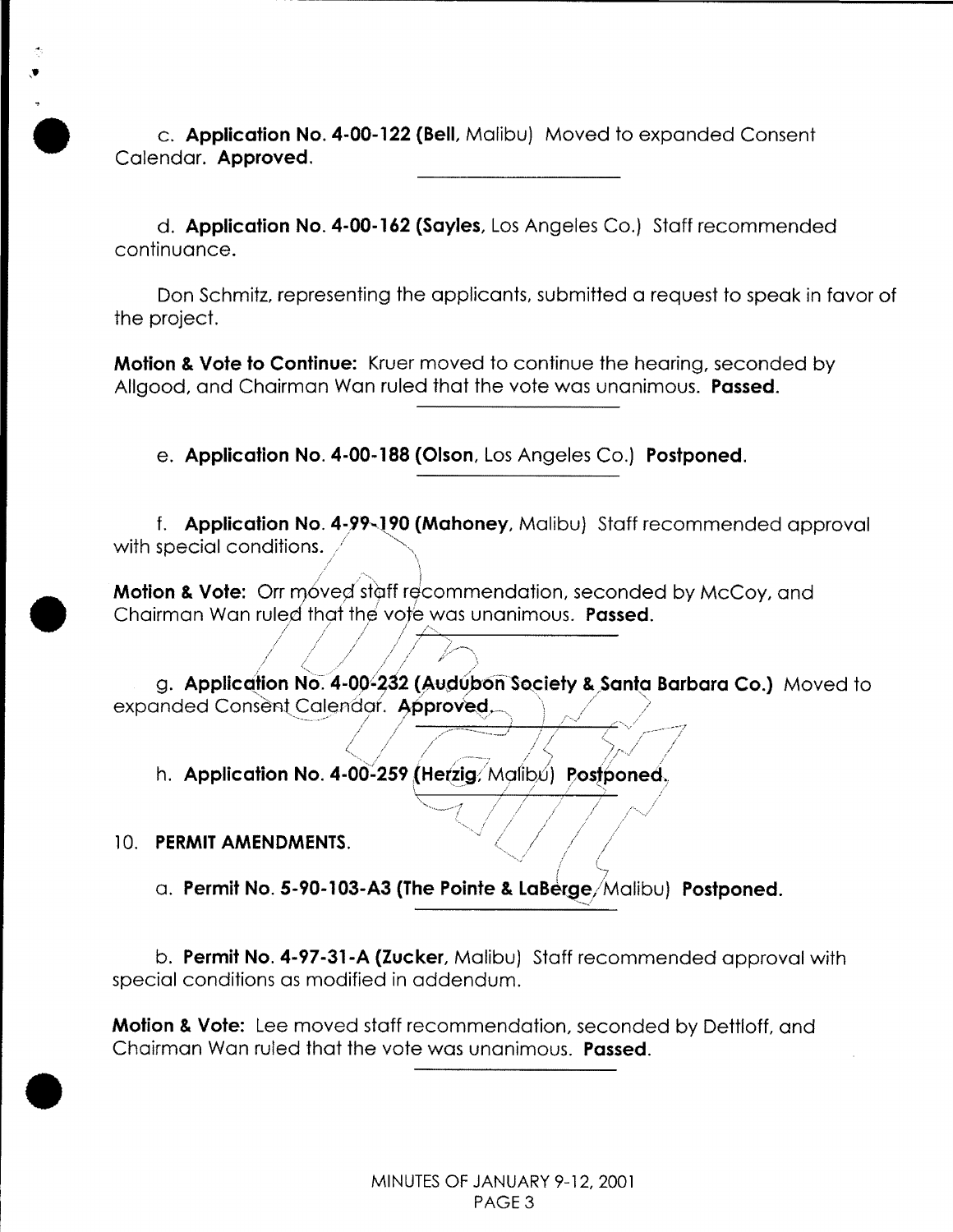c. **Application No. 4-00-122 (Bell,** Malibu) Moved to expanded Consent Calendar. **Approved.**

d. **Application No. 4-00-162 (Sayles,** Los Angeles Co.) Staff recommended continuance.

Don Schmitz, representing the applicants, submitted a request to speak in favor of the project.

**Motion & Vote to Continue:** Kruer moved to continue the hearing, seconded by Allgood, and Chairman Wan ruled that the vote was unanimous. **Passed.**

e. **Application No. 4-00-188 (Olson,** Los Angeles Co.) **Postponed.**

f. **Application No. 4-99-190 (Mahoney,** Malibu) Staff recommended approval with special conditions.

**Motion & Vote:** Orr moved staff recommendation, seconded by McCoy, and Chairman Wan ruled that the vote was unanimous. **Passed.**

g. **Application No. 4-00-232 (Audubon Society & Santa Barbara Co.)** Moved to expanded Consent Calendar. **Approved.**

h. **Application No. 4-00-259 (Herzig,** Malibu) **Postponed.**

10. **PERMIT AMENDMENTS.**

a. **Permit No. 5-90-103-A3 (The Pointe & LaBerge,** Malibu) **Postponed.**

b. **Permit No. 4-97-31-A (Zucker,** Malibu) Staff recommended approval with special conditions as modified in addendum.

**Motion & Vote:** Lee moved staff recommendation, seconded by Dettloff, and Chairman Wan ruled that the vote was unanimous. **Passed.**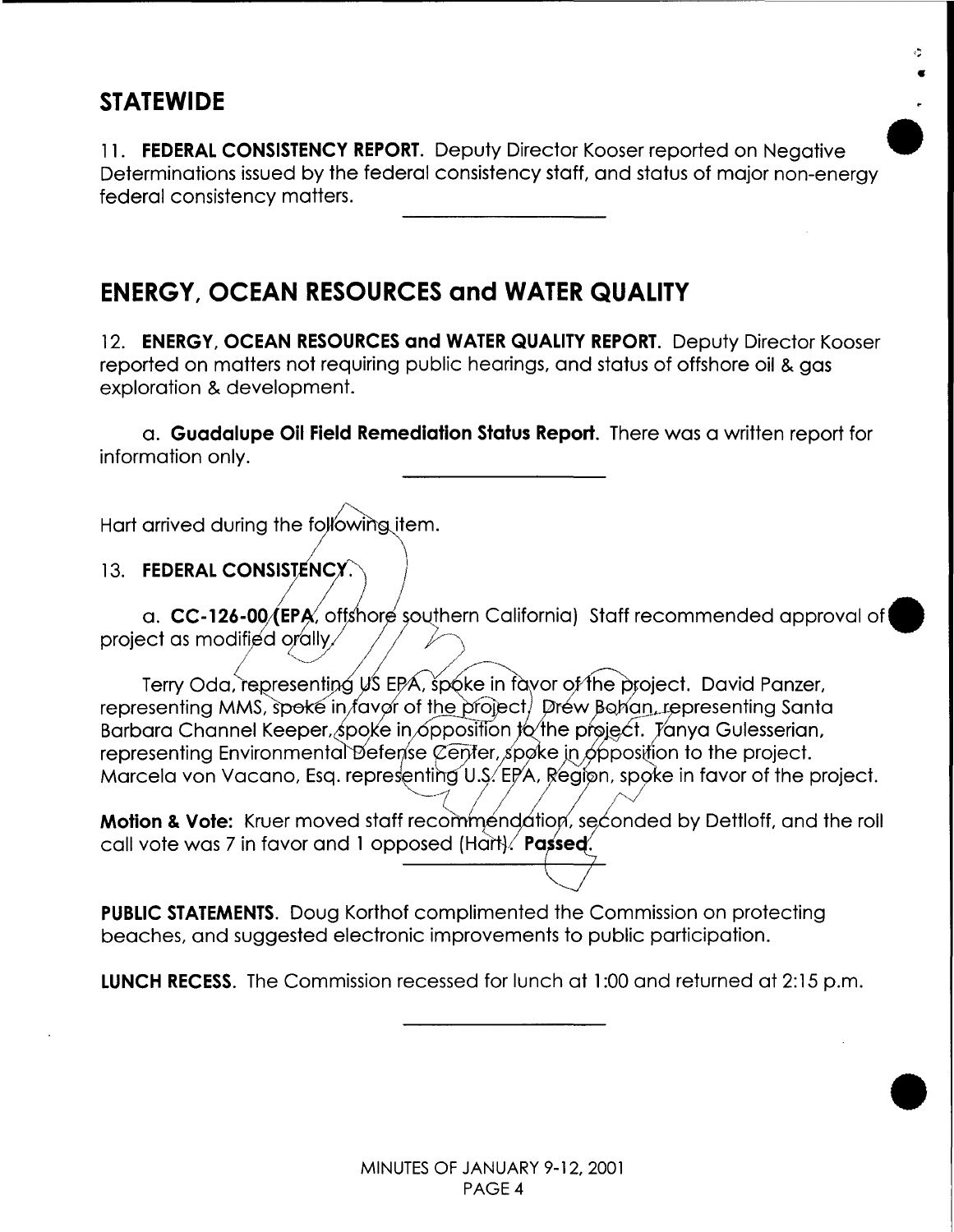## STATEWIDE

11. **FEDERAL CONSISTENCY REPORT**. Deputy Director Kooser reported on Negative Determinations issued by the federal consistency staff, and status of major non-energy federal consistency matters.

---

## ENERGY, OCEAN RESOURCES and WATER QUALITY

12. **ENERGY, OCEAN RESOURCES and WATER QUALITY REPORT**. Deputy Director Kooser reported on matters not requiring public hearings, and status of offshore oil & gas exploration & development.

a. **Guadalupe Oil Field Remediation Status Report**. There was a written report for information only.

---

Hart arrived during the following item.

13. **FEDERAL CONSISTENCY**.

a. **CC-126-00 (EPA**, offshore southern California) Staff recommended approval of project as modified orally.

Terry Oda, representing US EPA, spoke in favor of the project. David Panzer, representing MMS, spoke in favor of the project. Drew Bohan, representing Santa Barbara Channel Keeper, spoke in opposition to the project. Tanya Gulesserian, representing Environmental Defense Center, spoke in opposition to the project. Marcela von Vacano, Esq. representing U.S. EPA, Region, spoke in favor of the project.

**Motion & Vote:** Kruer moved staff recommendation, seconded by Dettloff, and the roll call vote was 7 in favor and 1 opposed (Hart). **Passed**.

---

**PUBLIC STATEMENTS**. Doug Korthof complimented the Commission on protecting beaches, and suggested electronic improvements to public participation.

**LUNCH RECESS**. The Commission recessed for lunch at 1:00 and returned at 2:15 p.m.

---

MINUTES OF JANUARY 9-12, 2001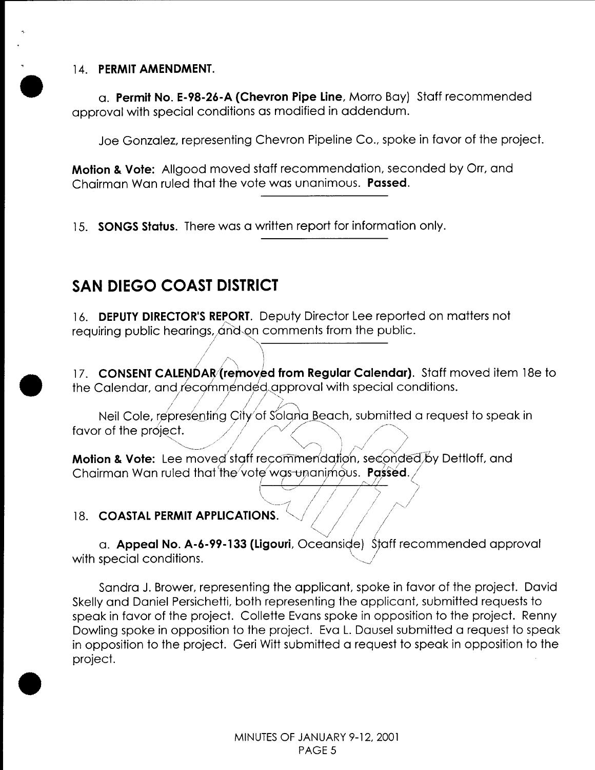14. **PERMIT AMENDMENT.**

a. **Permit No. E-98-26-A (Chevron Pipe Line,** Morro Bay) Staff recommended approval with special conditions as modified in addendum.

Joe Gonzalez, representing Chevron Pipeline Co., spoke in favor of the project.

**Motion & Vote:** Allgood moved staff recommendation, seconded by Orr, and Chairman Wan ruled that the vote was unanimous. **Passed.**

15. **SONGS Status.** There was a written report for information only.

## SAN DIEGO COAST DISTRICT

16. **DEPUTY DIRECTOR'S REPORT.** Deputy Director Lee reported on matters not requiring public hearings, and on comments from the public.

17. **CONSENT CALENDAR (removed from Regular Calendar).** Staff moved item 18e to the Calendar, and recommended approval with special conditions.

Neil Cole, representing City of Solana Beach, submitted a request to speak in favor of the project.

**Motion & Vote:** Lee moved staff recommendation, seconded by Dettloff, and Chairman Wan ruled that the vote was unanimous. **Passed.**

18. **COASTAL PERMIT APPLICATIONS.**

a. **Appeal No. A-6-99-133 (Ligouri,** Oceanside) Staff recommended approval with special conditions.

Sandra J. Brower, representing the applicant, spoke in favor of the project. David Skelly and Daniel Persichetti, both representing the applicant, submitted requests to speak in favor of the project. Collette Evans spoke in opposition to the project. Renny Dowling spoke in opposition to the project. Eva L. Dausel submitted a request to speak in opposition to the project. Geri Witt submitted a request to speak in opposition to the project.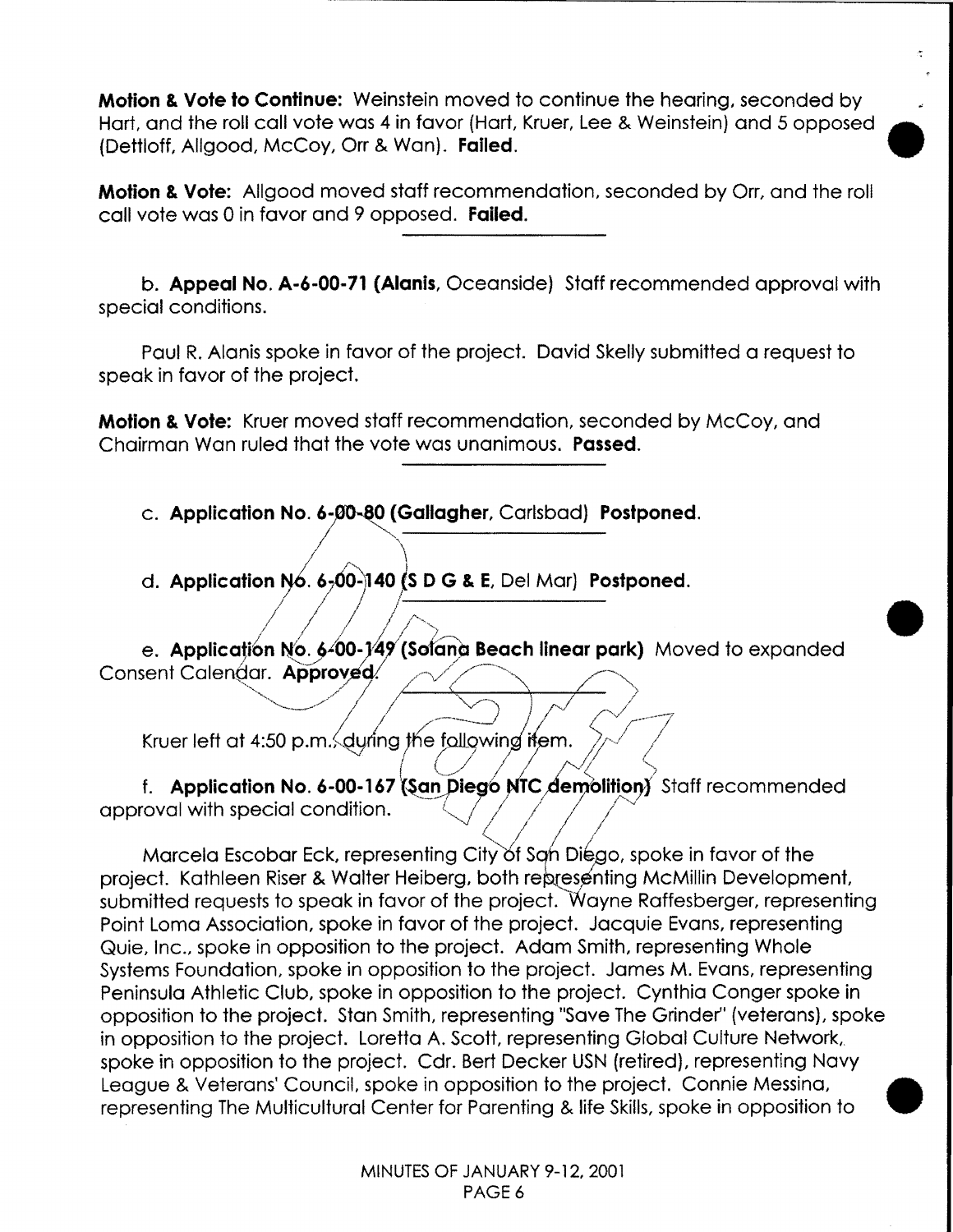**Motion & Vote to Continue:** Weinstein moved to continue the hearing, seconded by Hart, and the roll call vote was 4 in favor (Hart, Kruer, Lee & Weinstein) and 5 opposed (Dettloff, Allgood, McCoy, Orr & Wan). **Failed.**

**Motion & Vote:** Allgood moved staff recommendation, seconded by Orr, and the roll call vote was 0 in favor and 9 opposed. **Failed.**

b. **Appeal No. A-6-00-71 (Alanis,** Oceanside) Staff recommended approval with special conditions.

Paul R. Alanis spoke in favor of the project. David Skelly submitted a request to speak in favor of the project.

**Motion & Vote:** Kruer moved staff recommendation, seconded by McCoy, and Chairman Wan ruled that the vote was unanimous. **Passed.**

c. **Application No. 6-00-80 (Gallagher,** Carlsbad) **Postponed.**

d. **Application No. 6-00-140 (S D G & E,** Del Mar) **Postponed.**

e. **Application No. 6-00-149 (Solana Beach linear park)** Moved to expanded Consent Calendar. **Approved.**

Kruer left at 4:50 p.m. during the following item.

f. **Application No. 6-00-167 (San Diego NTC demolition)** Staff recommended approval with special condition.

Marcela Escobar Eck, representing City of San Diego, spoke in favor of the project. Kathleen Riser & Walter Heiberg, both representing McMillin Development, submitted requests to speak in favor of the project. Wayne Raffesberger, representing Point Loma Association, spoke in favor of the project. Jacquie Evans, representing Quie, Inc., spoke in opposition to the project. Adam Smith, representing Whole Systems Foundation, spoke in opposition to the project. James M. Evans, representing Peninsula Athletic Club, spoke in opposition to the project. Cynthia Conger spoke in opposition to the project. Stan Smith, representing "Save The Grinder" (veterans), spoke in opposition to the project. Loretta A. Scott, representing Global Culture Network, spoke in opposition to the project. Cdr. Bert Decker USN (retired), representing Navy League & Veterans' Council, spoke in opposition to the project. Connie Messina, representing The Multicultural Center for Parenting & life Skills, spoke in opposition to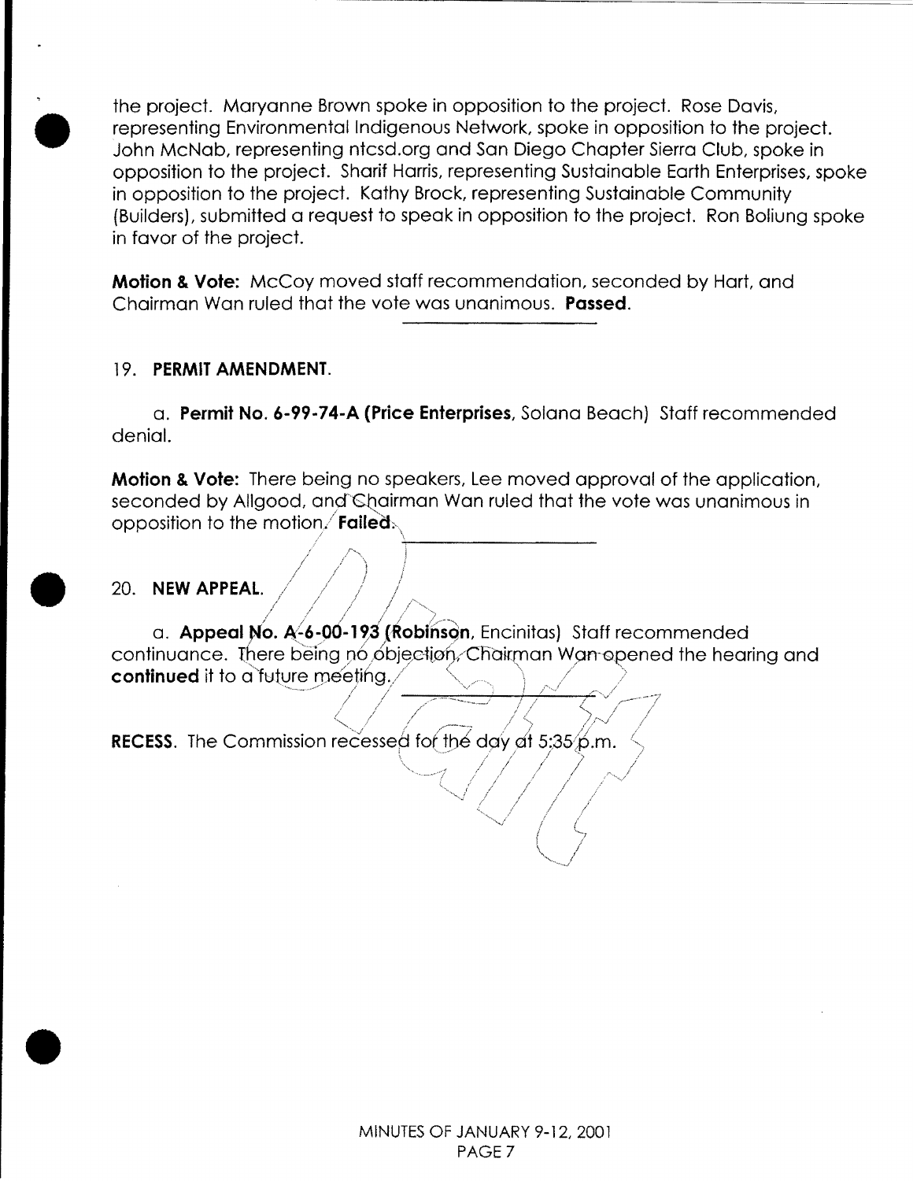the project. Maryanne Brown spoke in opposition to the project. Rose Davis, representing Environmental Indigenous Network, spoke in opposition to the project. John McNab, representing ntcsd.org and San Diego Chapter Sierra Club, spoke in opposition to the project. Sharif Harris, representing Sustainable Earth Enterprises, spoke in opposition to the project. Kathy Brock, representing Sustainable Community (Builders), submitted a request to speak in opposition to the project. Ron Boliung spoke in favor of the project.

**Motion & Vote:** McCoy moved staff recommendation, seconded by Hart, and Chairman Wan ruled that the vote was unanimous. **Passed.**

---

19. **PERMIT AMENDMENT.**

a. **Permit No. 6-99-74-A (Price Enterprises,** Solana Beach) Staff recommended denial.

**Motion & Vote:** There being no speakers, Lee moved approval of the application, seconded by Allgood, and Chairman Wan ruled that the vote was unanimous in opposition to the motion. **Failed.**

---

20. **NEW APPEAL.**

a. **Appeal No. A-6-00-193 (Robinson,** Encinitas) Staff recommended continuance. There being no objection, Chairman Wan opened the hearing and **continued** it to a future meeting.

---

**RECESS.** The Commission recessed for the day at 5:35 p.m.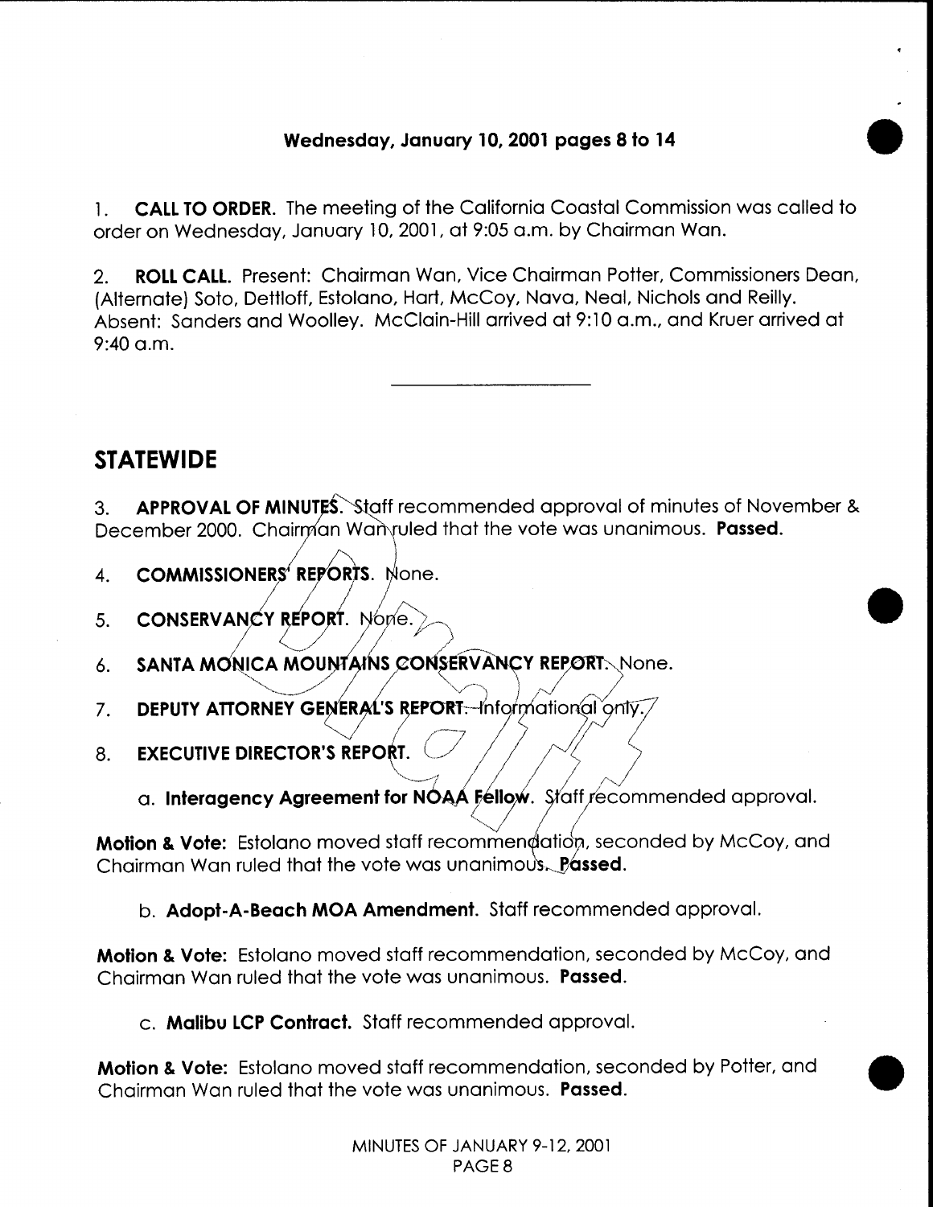**Wednesday, January 10, 2001 pages 8 to 14**

1. **CALL TO ORDER.** The meeting of the California Coastal Commission was called to order on Wednesday, January 10, 2001, at 9:05 a.m. by Chairman Wan.

2. **ROLL CALL.** Present: Chairman Wan, Vice Chairman Potter, Commissioners Dean, (Alternate) Soto, Dettloff, Estolano, Hart, McCoy, Nava, Neal, Nichols and Reilly. Absent: Sanders and Woolley. McClain-Hill arrived at 9:10 a.m., and Kruer arrived at 9:40 a.m.

---

## STATEWIDE

3. **APPROVAL OF MINUTES.** Staff recommended approval of minutes of November & December 2000. Chairman Wan ruled that the vote was unanimous. **Passed.**

4. **COMMISSIONERS' REPORTS.** None.

5. **CONSERVANCY REPORT.** None.

6. **SANTA MONICA MOUNTAINS CONSERVANCY REPORT.** None.

7. **DEPUTY ATTORNEY GENERAL'S REPORT.** Informational only.

8. **EXECUTIVE DIRECTOR'S REPORT.**

   a. **Interagency Agreement for NOAA Fellow.** Staff recommended approval.

**Motion & Vote:** Estolano moved staff recommendation, seconded by McCoy, and Chairman Wan ruled that the vote was unanimous. **Passed.**

   b. **Adopt-A-Beach MOA Amendment.** Staff recommended approval.

**Motion & Vote:** Estolano moved staff recommendation, seconded by McCoy, and Chairman Wan ruled that the vote was unanimous. **Passed.**

   c. **Malibu LCP Contract.** Staff recommended approval.

**Motion & Vote:** Estolano moved staff recommendation, seconded by Potter, and Chairman Wan ruled that the vote was unanimous. **Passed.**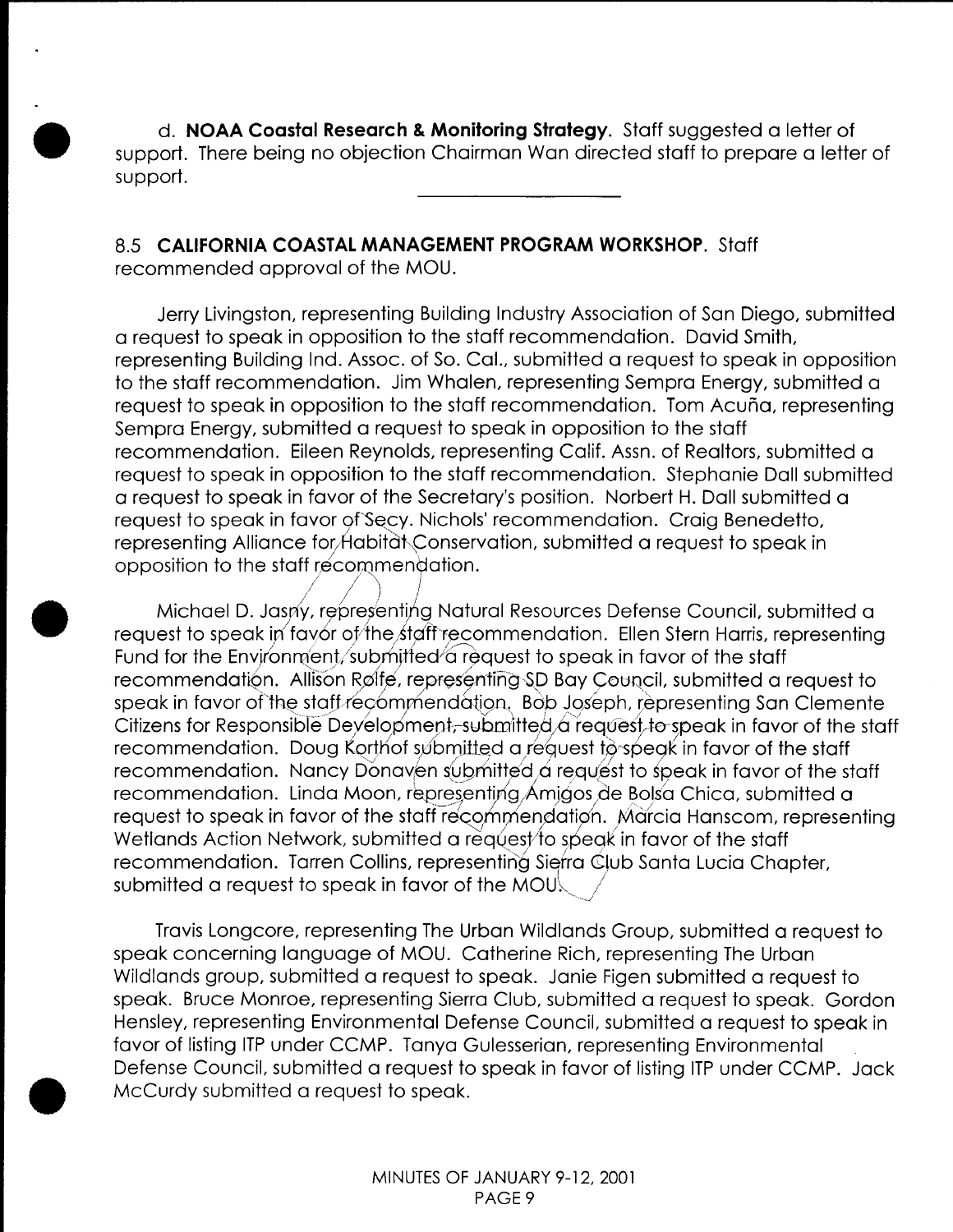d. **NOAA Coastal Research & Monitoring Strategy**. Staff suggested a letter of support. There being no objection Chairman Wan directed staff to prepare a letter of support.

---

8.5 **CALIFORNIA COASTAL MANAGEMENT PROGRAM WORKSHOP**. Staff recommended approval of the MOU.

Jerry Livingston, representing Building Industry Association of San Diego, submitted a request to speak in opposition to the staff recommendation. David Smith, representing Building Ind. Assoc. of So. Cal., submitted a request to speak in opposition to the staff recommendation. Jim Whalen, representing Sempra Energy, submitted a request to speak in opposition to the staff recommendation. Tom Acuña, representing Sempra Energy, submitted a request to speak in opposition to the staff recommendation. Eileen Reynolds, representing Calif. Assn. of Realtors, submitted a request to speak in opposition to the staff recommendation. Stephanie Dall submitted a request to speak in favor of the Secretary's position. Norbert H. Dall submitted a request to speak in favor of Secy. Nichols' recommendation. Craig Benedetto, representing Alliance for Habitat Conservation, submitted a request to speak in opposition to the staff recommendation.

Michael D. Jasny, representing Natural Resources Defense Council, submitted a request to speak in favor of the staff recommendation. Ellen Stern Harris, representing Fund for the Environment, submitted a request to speak in favor of the staff recommendation. Allison Rolfe, representing SD Bay Council, submitted a request to speak in favor of the staff recommendation. Bob Joseph, representing San Clemente Citizens for Responsible Development, submitted a request to speak in favor of the staff recommendation. Doug Korthof submitted a request to speak in favor of the staff recommendation. Nancy Donaven submitted a request to speak in favor of the staff recommendation. Linda Moon, representing Amigos de Bolsa Chica, submitted a request to speak in favor of the staff recommendation. Marcia Hanscom, representing Wetlands Action Network, submitted a request to speak in favor of the staff recommendation. Tarren Collins, representing Sierra Club Santa Lucia Chapter, submitted a request to speak in favor of the MOU.

Travis Longcore, representing The Urban Wildlands Group, submitted a request to speak concerning language of MOU. Catherine Rich, representing The Urban Wildlands group, submitted a request to speak. Janie Figen submitted a request to speak. Bruce Monroe, representing Sierra Club, submitted a request to speak. Gordon Hensley, representing Environmental Defense Council, submitted a request to speak in favor of listing ITP under CCMP. Tanya Gulesserian, representing Environmental Defense Council, submitted a request to speak in favor of listing ITP under CCMP. Jack McCurdy submitted a request to speak.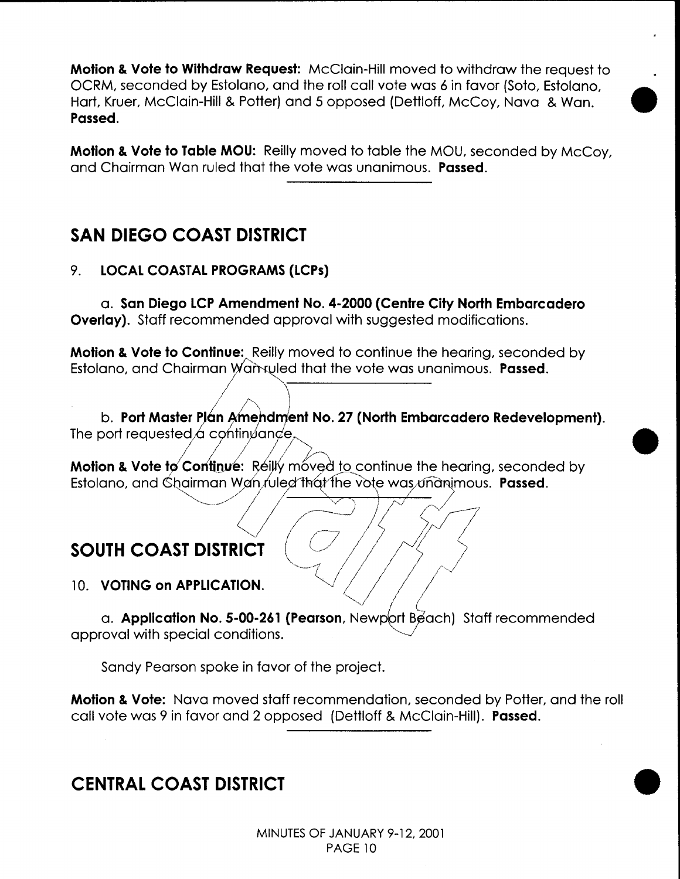**Motion & Vote to Withdraw Request:** McClain-Hill moved to withdraw the request to OCRM, seconded by Estolano, and the roll call vote was 6 in favor (Soto, Estolano, Hart, Kruer, McClain-Hill & Potter) and 5 opposed (Dettloff, McCoy, Nava & Wan. **Passed.**

**Motion & Vote to Table MOU:** Reilly moved to table the MOU, seconded by McCoy, and Chairman Wan ruled that the vote was unanimous. **Passed.**

## SAN DIEGO COAST DISTRICT

9. **LOCAL COASTAL PROGRAMS (LCPs)**

a. **San Diego LCP Amendment No. 4-2000 (Centre City North Embarcadero Overlay).** Staff recommended approval with suggested modifications.

**Motion & Vote to Continue:** Reilly moved to continue the hearing, seconded by Estolano, and Chairman Wan ruled that the vote was unanimous. **Passed.**

b. **Port Master Plan Amendment No. 27 (North Embarcadero Redevelopment).** The port requested a continuance.

**Motion & Vote to Continue:** Reilly moved to continue the hearing, seconded by Estolano, and Chairman Wan ruled that the vote was unanimous. **Passed.**

## SOUTH COAST DISTRICT

10. **VOTING on APPLICATION.**

a. **Application No. 5-00-261 (Pearson,** Newport Beach) Staff recommended approval with special conditions.

Sandy Pearson spoke in favor of the project.

**Motion & Vote:** Nava moved staff recommendation, seconded by Potter, and the roll call vote was 9 in favor and 2 opposed (Dettloff & McClain-Hill). **Passed.**

## CENTRAL COAST DISTRICT

MINUTES OF JANUARY 9-12, 2001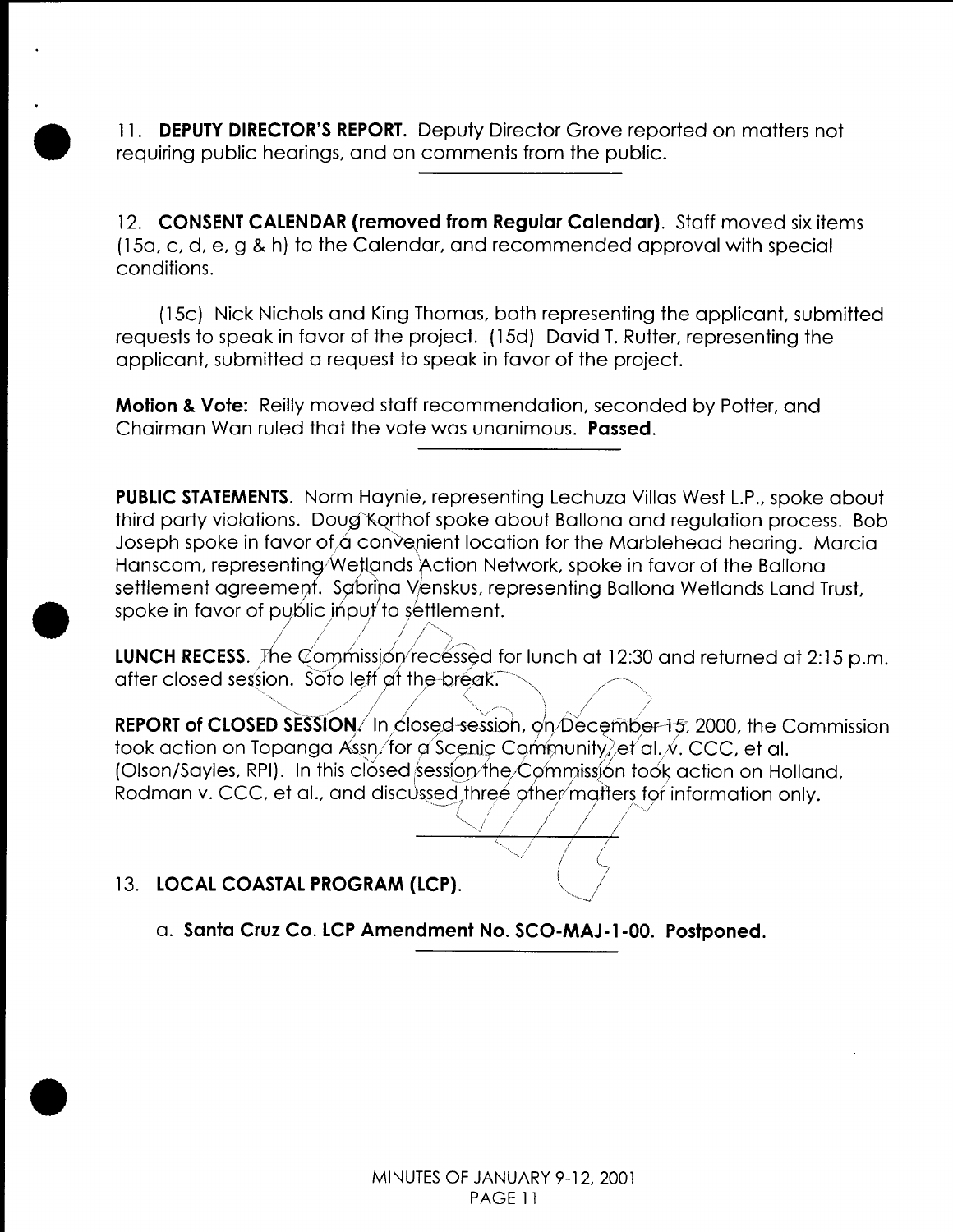11. **DEPUTY DIRECTOR'S REPORT.** Deputy Director Grove reported on matters not requiring public hearings, and on comments from the public.

12. **CONSENT CALENDAR (removed from Regular Calendar).** Staff moved six items (15a, c, d, e, g & h) to the Calendar, and recommended approval with special conditions.

(15c) Nick Nichols and King Thomas, both representing the applicant, submitted requests to speak in favor of the project. (15d) David T. Rutter, representing the applicant, submitted a request to speak in favor of the project.

**Motion & Vote:** Reilly moved staff recommendation, seconded by Potter, and Chairman Wan ruled that the vote was unanimous. **Passed.**

**PUBLIC STATEMENTS.** Norm Haynie, representing Lechuza Villas West L.P., spoke about third party violations. Doug Korthof spoke about Ballona and regulation process. Bob Joseph spoke in favor of a convenient location for the Marblehead hearing. Marcia Hanscom, representing Wetlands Action Network, spoke in favor of the Ballona settlement agreement. Sabrina Venskus, representing Ballona Wetlands Land Trust, spoke in favor of public input to settlement.

**LUNCH RECESS.** The Commission recessed for lunch at 12:30 and returned at 2:15 p.m. after closed session. Soto left at the break.

**REPORT of CLOSED SESSION.** In closed session, on December 15, 2000, the Commission took action on Topanga Assn. for a Scenic Community, et al. v. CCC, et al. (Olson/Sayles, RPI). In this closed session the Commission took action on Holland, Rodman v. CCC, et al., and discussed three other matters for information only.

13. **LOCAL COASTAL PROGRAM (LCP).**

a. **Santa Cruz Co. LCP Amendment No. SCO-MAJ-1-00. Postponed.**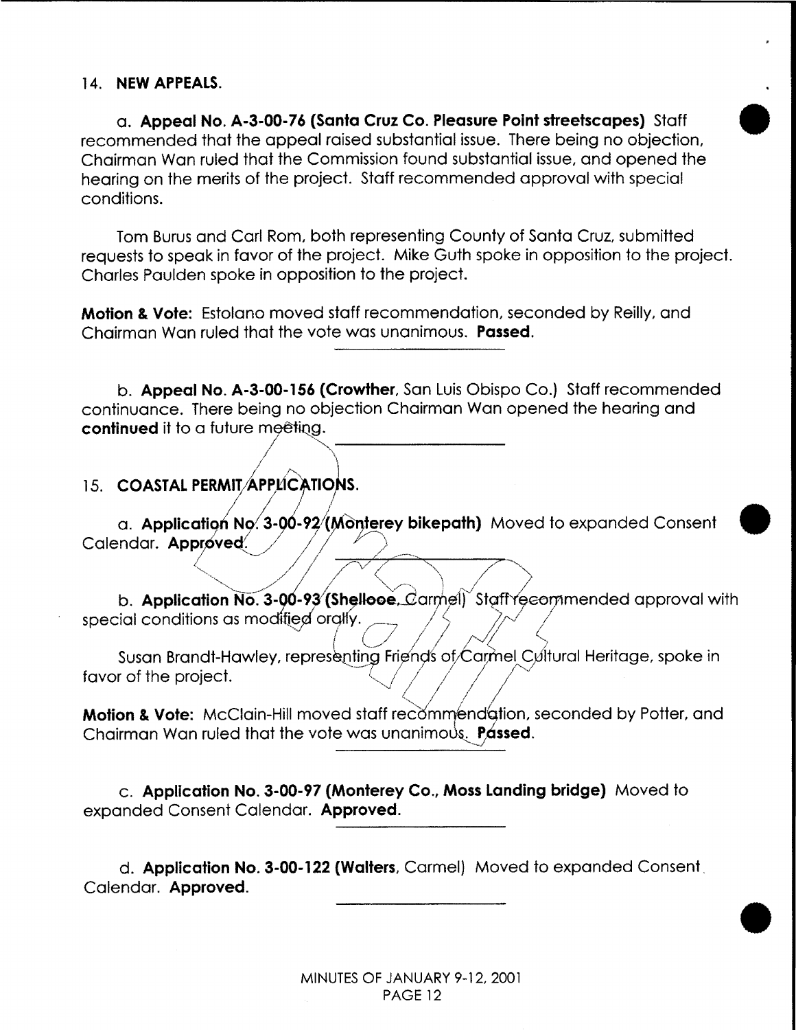## 14. NEW APPEALS.

a. **Appeal No. A-3-00-76 (Santa Cruz Co. Pleasure Point streetscapes)** Staff recommended that the appeal raised substantial issue. There being no objection, Chairman Wan ruled that the Commission found substantial issue, and opened the hearing on the merits of the project. Staff recommended approval with special conditions.

Tom Burus and Carl Rom, both representing County of Santa Cruz, submitted requests to speak in favor of the project. Mike Guth spoke in opposition to the project. Charles Paulden spoke in opposition to the project.

**Motion & Vote:** Estolano moved staff recommendation, seconded by Reilly, and Chairman Wan ruled that the vote was unanimous. **Passed.**

---

b. **Appeal No. A-3-00-156 (Crowther,** San Luis Obispo Co.) Staff recommended continuance. There being no objection Chairman Wan opened the hearing and **continued** it to a future meeting.

---

## 15. COASTAL PERMIT APPLICATIONS.

a. **Application No. 3-00-92 (Monterey bikepath)** Moved to expanded Consent Calendar. **Approved.**

---

b. **Application No. 3-00-93 (Shellooe,** Carmel) Staff recommended approval with special conditions as modified orally.

Susan Brandt-Hawley, representing Friends of Carmel Cultural Heritage, spoke in favor of the project.

**Motion & Vote:** McClain-Hill moved staff recommendation, seconded by Potter, and Chairman Wan ruled that the vote was unanimous. **Passed.**

---

c. **Application No. 3-00-97 (Monterey Co., Moss Landing bridge)** Moved to expanded Consent Calendar. **Approved.**

---

d. **Application No. 3-00-122 (Walters,** Carmel) Moved to expanded Consent Calendar. **Approved.**

---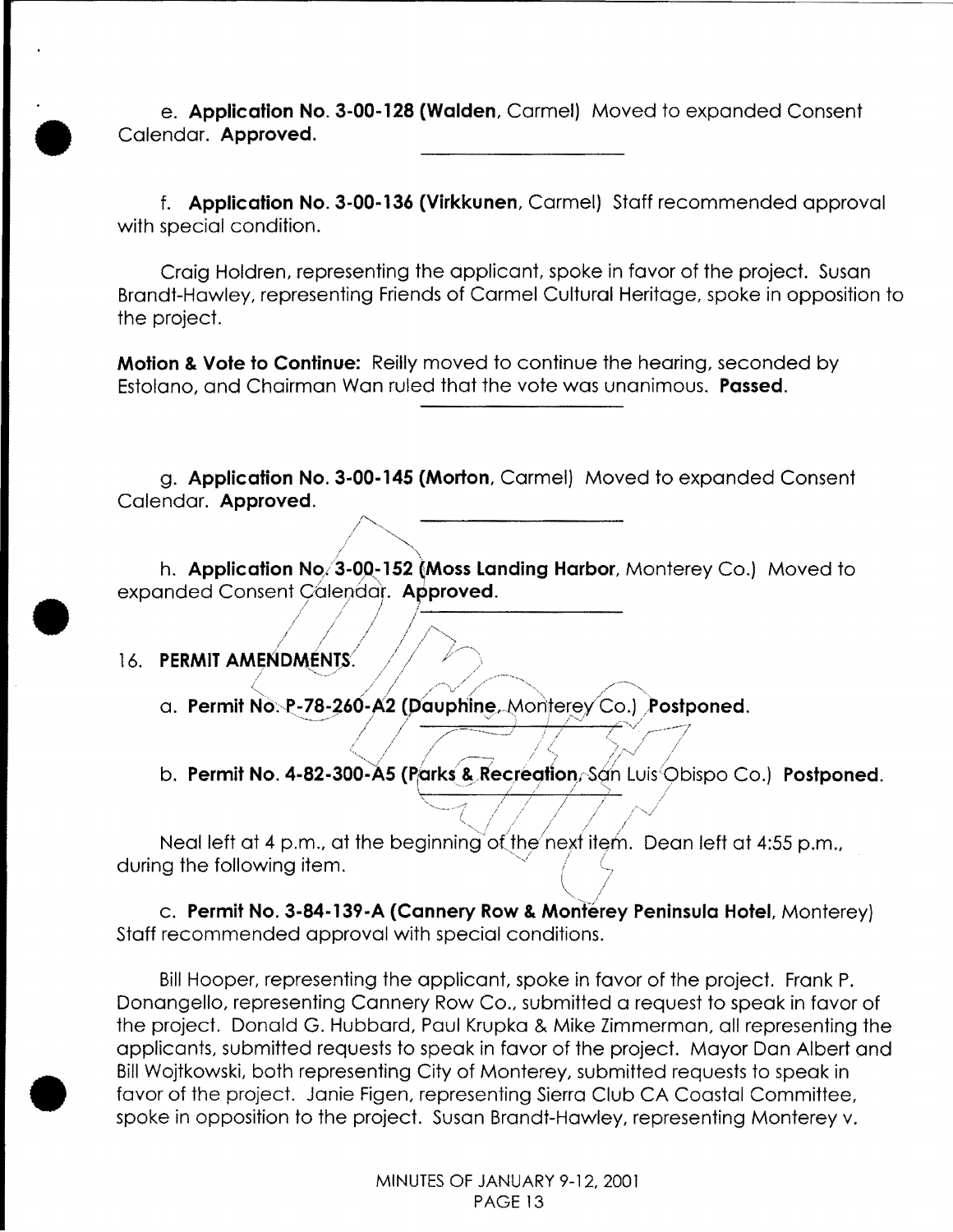e. **Application No. 3-00-128 (Walden**, Carmel) Moved to expanded Consent Calendar. **Approved.**

---

f. **Application No. 3-00-136 (Virkkunen**, Carmel) Staff recommended approval with special condition.

Craig Holdren, representing the applicant, spoke in favor of the project. Susan Brandt-Hawley, representing Friends of Carmel Cultural Heritage, spoke in opposition to the project.

**Motion & Vote to Continue:** Reilly moved to continue the hearing, seconded by Estolano, and Chairman Wan ruled that the vote was unanimous. **Passed.**

---

g. **Application No. 3-00-145 (Morton**, Carmel) Moved to expanded Consent Calendar. **Approved.**

---

h. **Application No. 3-00-152 (Moss Landing Harbor**, Monterey Co.) Moved to expanded Consent Calendar. **Approved.**

---

16. **PERMIT AMENDMENTS.**

a. **Permit No. P-78-260-A2 (Dauphine**, Monterey Co.) **Postponed.**

---

b. **Permit No. 4-82-300-A5 (Parks & Recreation**, San Luis Obispo Co.) **Postponed.**

---

Neal left at 4 p.m., at the beginning of the next item. Dean left at 4:55 p.m., during the following item.

c. **Permit No. 3-84-139-A (Cannery Row & Monterey Peninsula Hotel**, Monterey) Staff recommended approval with special conditions.

Bill Hooper, representing the applicant, spoke in favor of the project. Frank P. Donangello, representing Cannery Row Co., submitted a request to speak in favor of the project. Donald G. Hubbard, Paul Krupka & Mike Zimmerman, all representing the applicants, submitted requests to speak in favor of the project. Mayor Dan Albert and Bill Wojtkowski, both representing City of Monterey, submitted requests to speak in favor of the project. Janie Figen, representing Sierra Club CA Coastal Committee, spoke in opposition to the project. Susan Brandt-Hawley, representing Monterey v.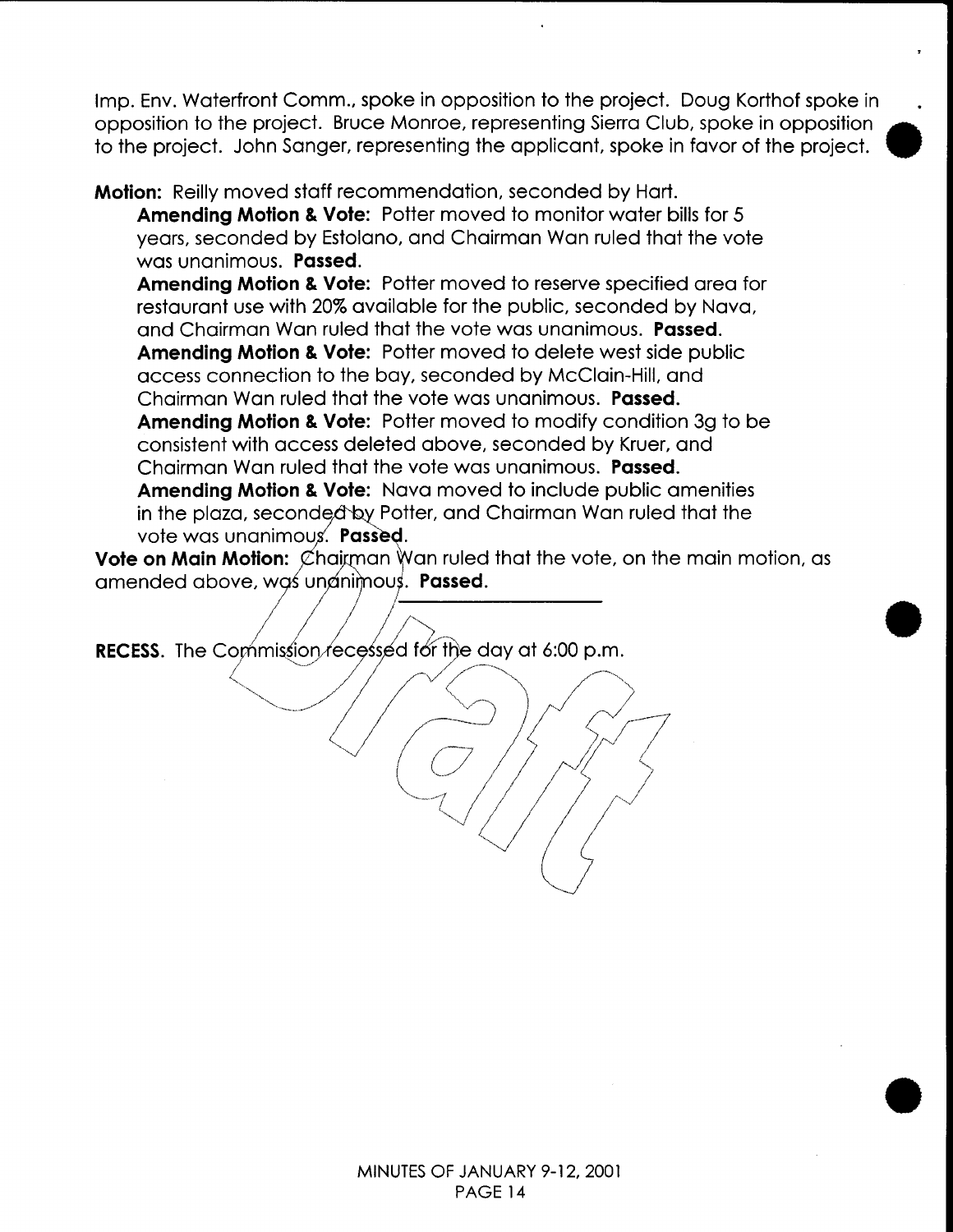Imp. Env. Waterfront Comm., spoke in opposition to the project. Doug Korthof spoke in opposition to the project. Bruce Monroe, representing Sierra Club, spoke in opposition to the project. John Sanger, representing the applicant, spoke in favor of the project.

**Motion:** Reilly moved staff recommendation, seconded by Hart.

> **Amending Motion & Vote:** Potter moved to monitor water bills for 5 years, seconded by Estolano, and Chairman Wan ruled that the vote was unanimous. **Passed.**
>
> **Amending Motion & Vote:** Potter moved to reserve specified area for restaurant use with 20% available for the public, seconded by Nava, and Chairman Wan ruled that the vote was unanimous. **Passed**.
>
> **Amending Motion & Vote:** Potter moved to delete west side public access connection to the bay, seconded by McClain-Hill, and Chairman Wan ruled that the vote was unanimous. **Passed.**
>
> **Amending Motion & Vote:** Potter moved to modify condition 3g to be consistent with access deleted above, seconded by Kruer, and Chairman Wan ruled that the vote was unanimous. **Passed.**
>
> **Amending Motion & Vote:** Nava moved to include public amenities in the plaza, seconded by Potter, and Chairman Wan ruled that the vote was unanimous. **Passed**.

**Vote on Main Motion:** Chairman Wan ruled that the vote, on the main motion, as amended above, was unanimous. **Passed.**

---

**RECESS**. The Commission recessed for the day at 6:00 p.m.

Draft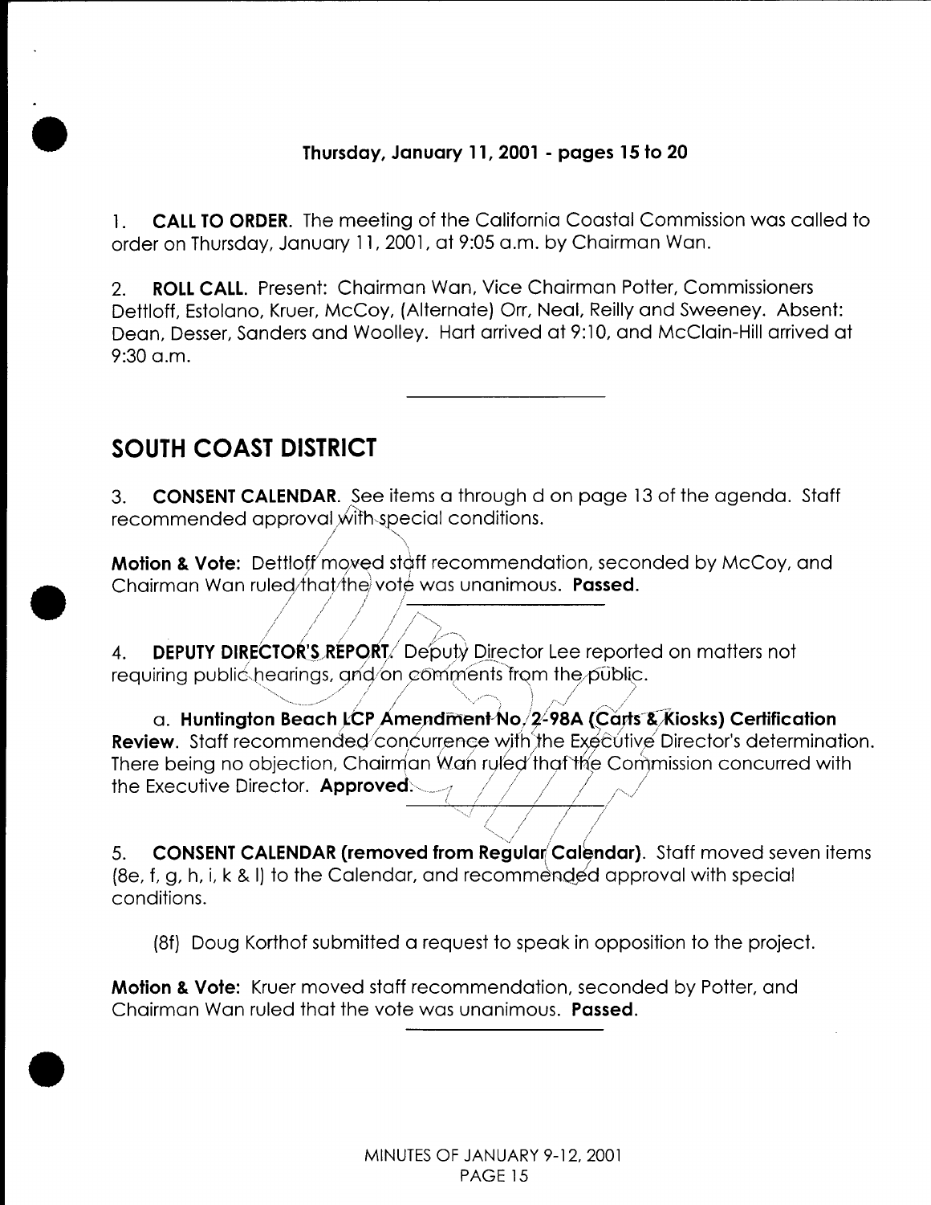**Thursday, January 11, 2001 - pages 15 to 20**

1. **CALL TO ORDER.** The meeting of the California Coastal Commission was called to order on Thursday, January 11, 2001, at 9:05 a.m. by Chairman Wan.

2. **ROLL CALL.** Present: Chairman Wan, Vice Chairman Potter, Commissioners Dettloff, Estolano, Kruer, McCoy, (Alternate) Orr, Neal, Reilly and Sweeney. Absent: Dean, Desser, Sanders and Woolley. Hart arrived at 9:10, and McClain-Hill arrived at 9:30 a.m.

---

## SOUTH COAST DISTRICT

3. **CONSENT CALENDAR.** See items a through d on page 13 of the agenda. Staff recommended approval with special conditions.

**Motion & Vote:** Dettloff moved staff recommendation, seconded by McCoy, and Chairman Wan ruled that the vote was unanimous. **Passed.**

---

4. **DEPUTY DIRECTOR'S REPORT.** Deputy Director Lee reported on matters not requiring public hearings, and on comments from the public.

a. **Huntington Beach LCP Amendment No. 2-98A (Carts & Kiosks) Certification Review.** Staff recommended concurrence with the Executive Director's determination. There being no objection, Chairman Wan ruled that the Commission concurred with the Executive Director. **Approved.**

---

5. **CONSENT CALENDAR (removed from Regular Calendar).** Staff moved seven items (8e, f, g, h, i, k & l) to the Calendar, and recommended approval with special conditions.

(8f) Doug Korthof submitted a request to speak in opposition to the project.

**Motion & Vote:** Kruer moved staff recommendation, seconded by Potter, and Chairman Wan ruled that the vote was unanimous. **Passed.**

---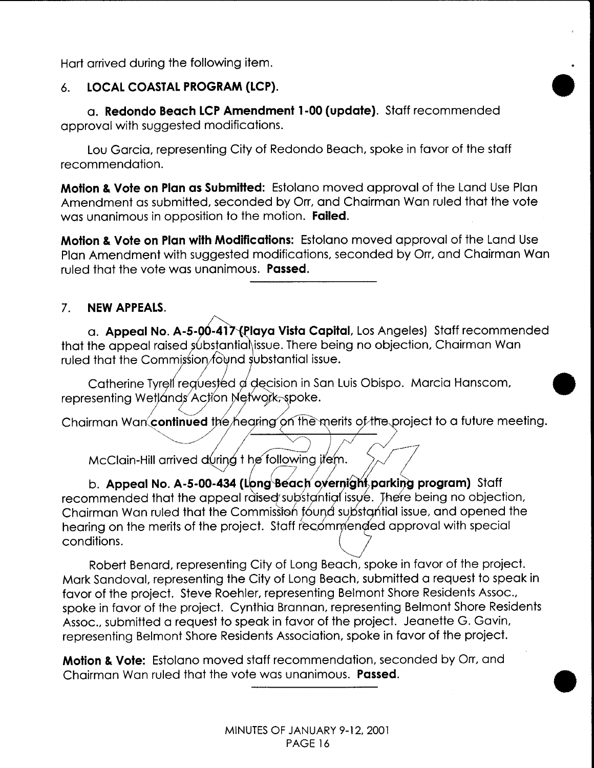Hart arrived during the following item.

6. **LOCAL COASTAL PROGRAM (LCP).**

a. **Redondo Beach LCP Amendment 1-00 (update).** Staff recommended approval with suggested modifications.

Lou Garcia, representing City of Redondo Beach, spoke in favor of the staff recommendation.

**Motion & Vote on Plan as Submitted:** Estolano moved approval of the Land Use Plan Amendment as submitted, seconded by Orr, and Chairman Wan ruled that the vote was unanimous in opposition to the motion. **Failed.**

**Motion & Vote on Plan with Modifications:** Estolano moved approval of the Land Use Plan Amendment with suggested modifications, seconded by Orr, and Chairman Wan ruled that the vote was unanimous. **Passed.**

7. **NEW APPEALS.**

a. **Appeal No. A-5-00-417 (Playa Vista Capital,** Los Angeles) Staff recommended that the appeal raised substantial issue. There being no objection, Chairman Wan ruled that the Commission found substantial issue.

Catherine Tyrell requested a decision in San Luis Obispo. Marcia Hanscom, representing Wetlands Action Network, spoke.

Chairman Wan **continued** the hearing on the merits of the project to a future meeting.

McClain-Hill arrived during the following item.

b. **Appeal No. A-5-00-434 (Long Beach overnight parking program)** Staff recommended that the appeal raised substantial issue. There being no objection, Chairman Wan ruled that the Commission found substantial issue, and opened the hearing on the merits of the project. Staff recommended approval with special conditions.

Robert Benard, representing City of Long Beach, spoke in favor of the project. Mark Sandoval, representing the City of Long Beach, submitted a request to speak in favor of the project. Steve Roehler, representing Belmont Shore Residents Assoc., spoke in favor of the project. Cynthia Brannan, representing Belmont Shore Residents Assoc., submitted a request to speak in favor of the project. Jeanette G. Gavin, representing Belmont Shore Residents Association, spoke in favor of the project.

**Motion & Vote:** Estolano moved staff recommendation, seconded by Orr, and Chairman Wan ruled that the vote was unanimous. **Passed.**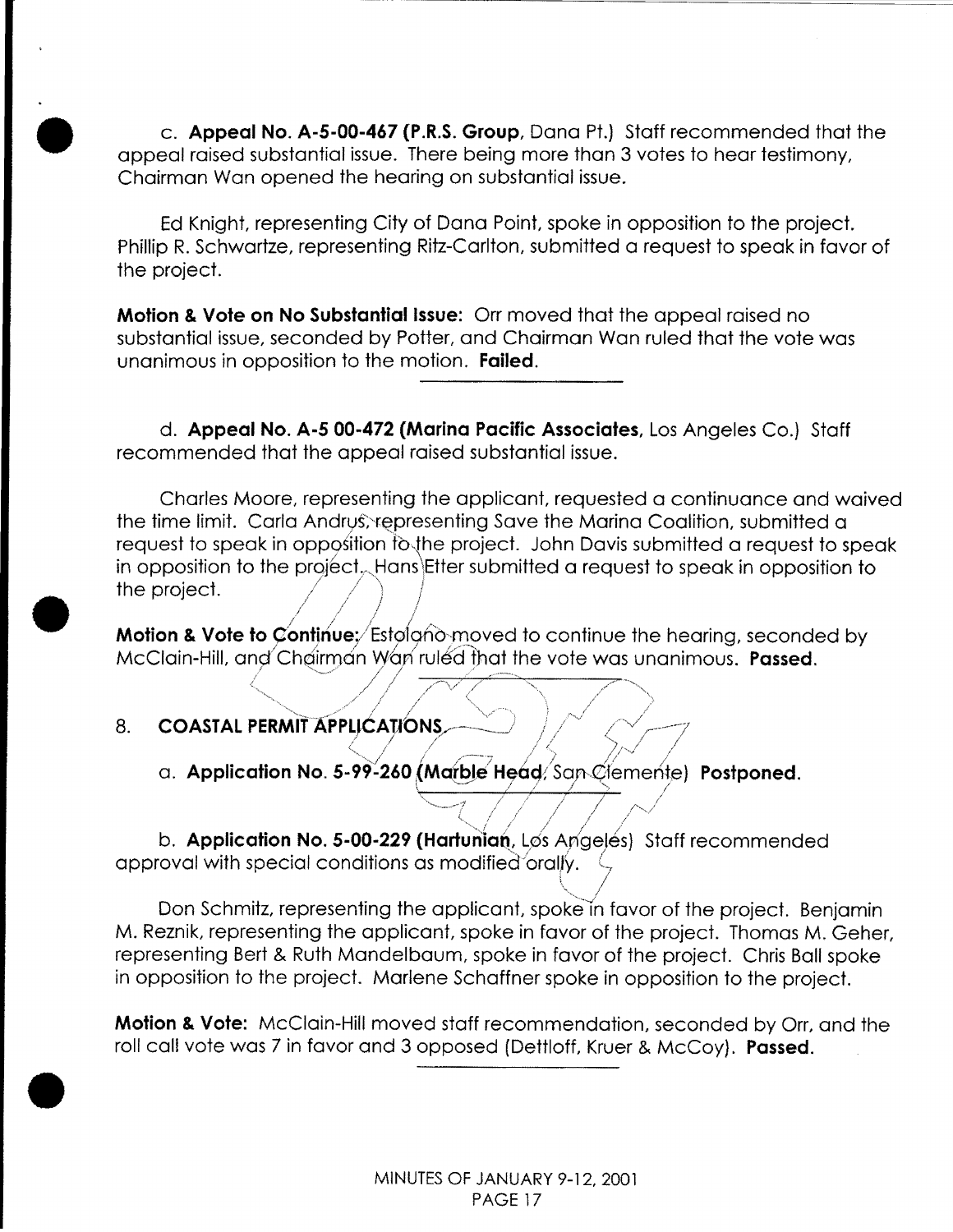c. **Appeal No. A-5-00-467 (P.R.S. Group,** Dana Pt.) Staff recommended that the appeal raised substantial issue. There being more than 3 votes to hear testimony, Chairman Wan opened the hearing on substantial issue.

Ed Knight, representing City of Dana Point, spoke in opposition to the project. Phillip R. Schwartze, representing Ritz-Carlton, submitted a request to speak in favor of the project.

**Motion & Vote on No Substantial Issue:** Orr moved that the appeal raised no substantial issue, seconded by Potter, and Chairman Wan ruled that the vote was unanimous in opposition to the motion. **Failed.**

---

d. **Appeal No. A-5 00-472 (Marina Pacific Associates,** Los Angeles Co.) Staff recommended that the appeal raised substantial issue.

Charles Moore, representing the applicant, requested a continuance and waived the time limit. Carla Andrus, representing Save the Marina Coalition, submitted a request to speak in opposition to the project. John Davis submitted a request to speak in opposition to the project. Hans Etter submitted a request to speak in opposition to the project.

**Motion & Vote to Continue:** Estolano moved to continue the hearing, seconded by McClain-Hill, and Chairman Wan ruled that the vote was unanimous. **Passed.**

---

8. **COASTAL PERMIT APPLICATIONS**

a. **Application No. 5-99-260 (Marble Head,** San Clemente) **Postponed.**

---

b. **Application No. 5-00-229 (Hartunian,** Los Angeles) Staff recommended approval with special conditions as modified orally.

Don Schmitz, representing the applicant, spoke in favor of the project. Benjamin M. Reznik, representing the applicant, spoke in favor of the project. Thomas M. Geher, representing Bert & Ruth Mandelbaum, spoke in favor of the project. Chris Ball spoke in opposition to the project. Marlene Schaffner spoke in opposition to the project.

**Motion & Vote:** McClain-Hill moved staff recommendation, seconded by Orr, and the roll call vote was 7 in favor and 3 opposed (Dettloff, Kruer & McCoy). **Passed.**

---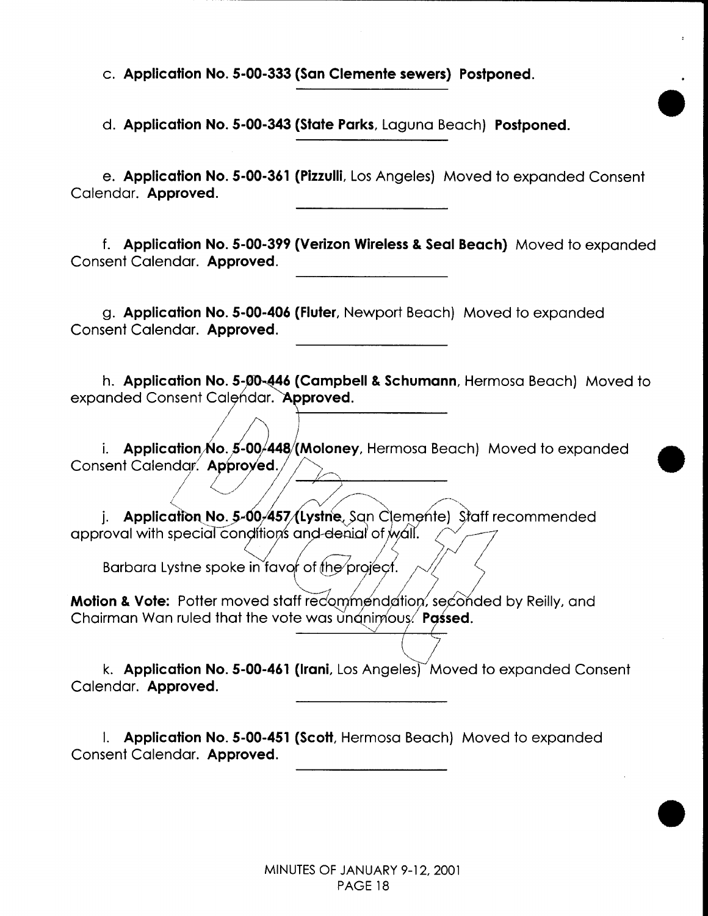c. **Application No. 5-00-333 (San Clemente sewers) Postponed.**

---

d. **Application No. 5-00-343 (State Parks**, Laguna Beach) **Postponed.**

---

e. **Application No. 5-00-361 (Pizzulli**, Los Angeles) Moved to expanded Consent Calendar. **Approved.**

---

f. **Application No. 5-00-399 (Verizon Wireless & Seal Beach)** Moved to expanded Consent Calendar. **Approved.**

---

g. **Application No. 5-00-406 (Fluter**, Newport Beach) Moved to expanded Consent Calendar. **Approved.**

---

h. **Application No. 5-00-446 (Campbell & Schumann**, Hermosa Beach) Moved to expanded Consent Calendar. **Approved.**

---

i. **Application No. 5-00-448 (Moloney**, Hermosa Beach) Moved to expanded Consent Calendar. **Approved.**

---

j. **Application No. 5-00-457 (Lystne**, San Clemente) Staff recommended approval with special conditions and denial of wall.

Barbara Lystne spoke in favor of the project.

**Motion & Vote:** Potter moved staff recommendation, seconded by Reilly, and Chairman Wan ruled that the vote was unanimous. **Passed.**

---

k. **Application No. 5-00-461 (Irani**, Los Angeles) Moved to expanded Consent Calendar. **Approved.**

---

l. **Application No. 5-00-451 (Scott**, Hermosa Beach) Moved to expanded Consent Calendar. **Approved.**

---

MINUTES OF JANUARY 9-12, 2001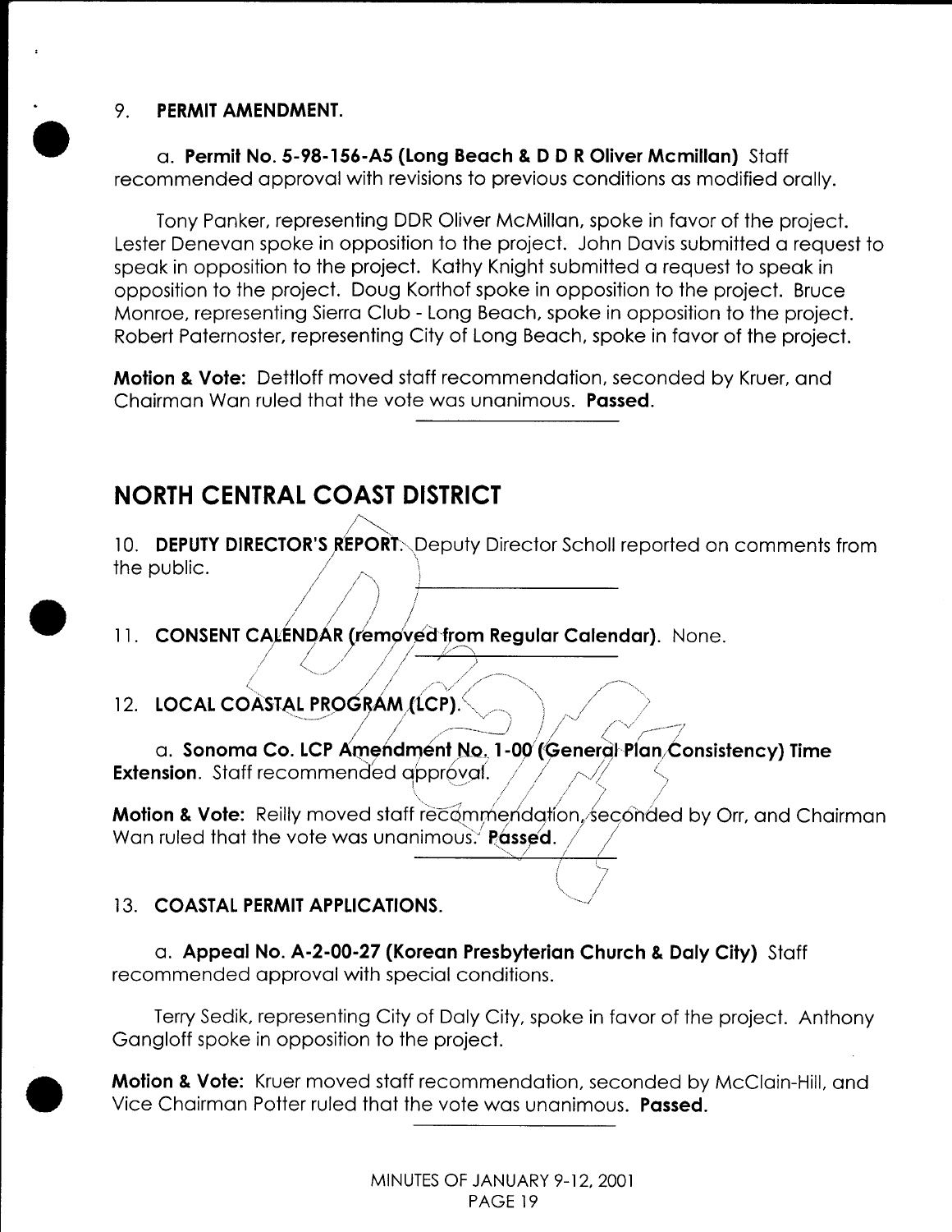9. **PERMIT AMENDMENT.**

a. **Permit No. 5-98-156-A5 (Long Beach & D D R Oliver Mcmillan)** Staff recommended approval with revisions to previous conditions as modified orally.

Tony Panker, representing DDR Oliver McMillan, spoke in favor of the project. Lester Denevan spoke in opposition to the project. John Davis submitted a request to speak in opposition to the project. Kathy Knight submitted a request to speak in opposition to the project. Doug Korthof spoke in opposition to the project. Bruce Monroe, representing Sierra Club - Long Beach, spoke in opposition to the project. Robert Paternoster, representing City of Long Beach, spoke in favor of the project.

**Motion & Vote:** Dettloff moved staff recommendation, seconded by Kruer, and Chairman Wan ruled that the vote was unanimous. **Passed.**

## NORTH CENTRAL COAST DISTRICT

10. **DEPUTY DIRECTOR'S REPORT.** Deputy Director Scholl reported on comments from the public.

11. **CONSENT CALENDAR (removed from Regular Calendar).** None.

12. **LOCAL COASTAL PROGRAM (LCP).**

a. **Sonoma Co. LCP Amendment No. 1-00 (General Plan Consistency) Time Extension**. Staff recommended approval.

**Motion & Vote:** Reilly moved staff recommendation, seconded by Orr, and Chairman Wan ruled that the vote was unanimous. **Passed.**

13. **COASTAL PERMIT APPLICATIONS.**

a. **Appeal No. A-2-00-27 (Korean Presbyterian Church & Daly City)** Staff recommended approval with special conditions.

Terry Sedik, representing City of Daly City, spoke in favor of the project. Anthony Gangloff spoke in opposition to the project.

**Motion & Vote:** Kruer moved staff recommendation, seconded by McClain-Hill, and Vice Chairman Potter ruled that the vote was unanimous. **Passed.**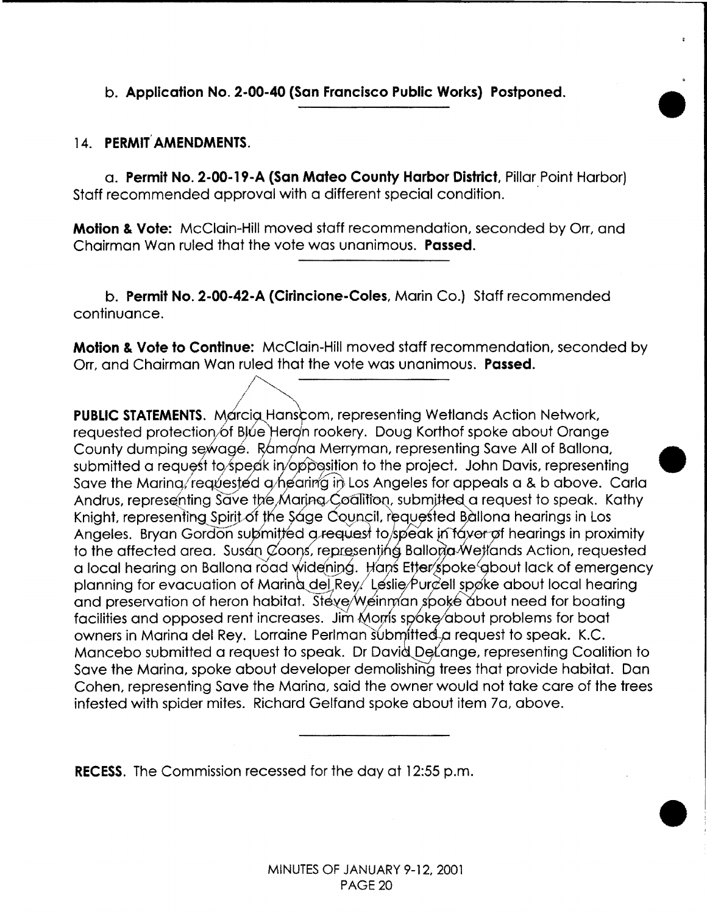b. **Application No. 2-00-40 (San Francisco Public Works) Postponed.**

14. **PERMIT AMENDMENTS.**

a. **Permit No. 2-00-19-A (San Mateo County Harbor District,** Pillar Point Harbor) Staff recommended approval with a different special condition.

**Motion & Vote:** McClain-Hill moved staff recommendation, seconded by Orr, and Chairman Wan ruled that the vote was unanimous. **Passed.**

b. **Permit No. 2-00-42-A (Cirincione-Coles,** Marin Co.) Staff recommended continuance.

**Motion & Vote to Continue:** McClain-Hill moved staff recommendation, seconded by Orr, and Chairman Wan ruled that the vote was unanimous. **Passed.**

**PUBLIC STATEMENTS.** Marcia Hanscom, representing Wetlands Action Network, requested protection of Blue Heron rookery. Doug Korthof spoke about Orange County dumping sewage. Ramona Merryman, representing Save All of Ballona, submitted a request to speak in opposition to the project. John Davis, representing Save the Marina, requested a hearing in Los Angeles for appeals a & b above. Carla Andrus, representing Save the Marina Coalition, submitted a request to speak. Kathy Knight, representing Spirit of the Sage Council, requested Ballona hearings in Los Angeles. Bryan Gordon submitted a request to speak in favor of hearings in proximity to the affected area. Susan Coons, representing Ballona Wetlands Action, requested a local hearing on Ballona road widening. Hans Etter spoke about lack of emergency planning for evacuation of Marina del Rey. Leslie Purcell spoke about local hearing and preservation of heron habitat. Steve Weinman spoke about need for boating facilities and opposed rent increases. Jim Morris spoke about problems for boat owners in Marina del Rey. Lorraine Perlman submitted a request to speak. K.C. Mancebo submitted a request to speak. Dr David DeLange, representing Coalition to Save the Marina, spoke about developer demolishing trees that provide habitat. Dan Cohen, representing Save the Marina, said the owner would not take care of the trees infested with spider mites. Richard Gelfand spoke about item 7a, above.

**RECESS.** The Commission recessed for the day at 12:55 p.m.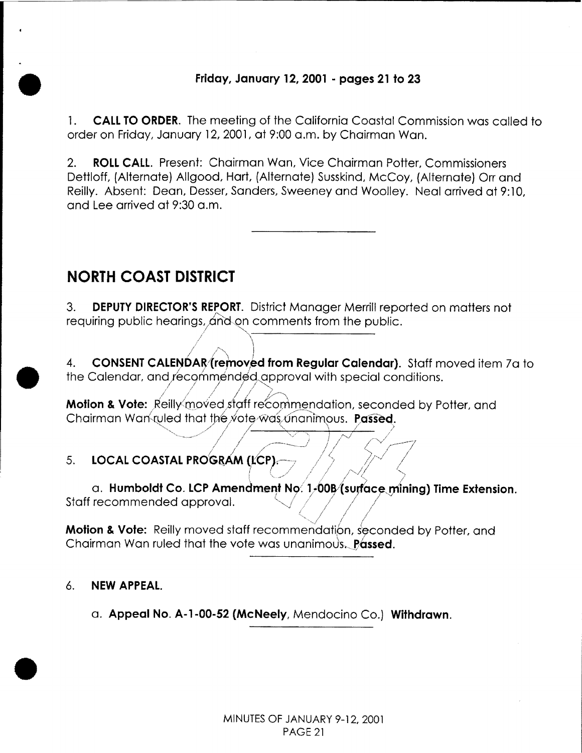**Friday, January 12, 2001 - pages 21 to 23**

1. **CALL TO ORDER**. The meeting of the California Coastal Commission was called to order on Friday, January 12, 2001, at 9:00 a.m. by Chairman Wan.

2. **ROLL CALL**. Present: Chairman Wan, Vice Chairman Potter, Commissioners Dettloff, (Alternate) Allgood, Hart, (Alternate) Susskind, McCoy, (Alternate) Orr and Reilly. Absent: Dean, Desser, Sanders, Sweeney and Woolley. Neal arrived at 9:10, and Lee arrived at 9:30 a.m.

---

## NORTH COAST DISTRICT

3. **DEPUTY DIRECTOR'S REPORT**. District Manager Merrill reported on matters not requiring public hearings, and on comments from the public.

---

4. **CONSENT CALENDAR (removed from Regular Calendar)**. Staff moved item 7a to the Calendar, and recommended approval with special conditions.

**Motion & Vote:** Reilly moved staff recommendation, seconded by Potter, and Chairman Wan ruled that the vote was unanimous. **Passed**.

---

5. **LOCAL COASTAL PROGRAM (LCP)**.

a. **Humboldt Co. LCP Amendment No. 1-00B (surface mining) Time Extension.** Staff recommended approval.

**Motion & Vote:** Reilly moved staff recommendation, seconded by Potter, and Chairman Wan ruled that the vote was unanimous. **Passed**.

---

6. **NEW APPEAL.**

a. **Appeal No. A-1-00-52 (McNeely**, Mendocino Co.) **Withdrawn**.

---

MINUTES OF JANUARY 9-12, 2001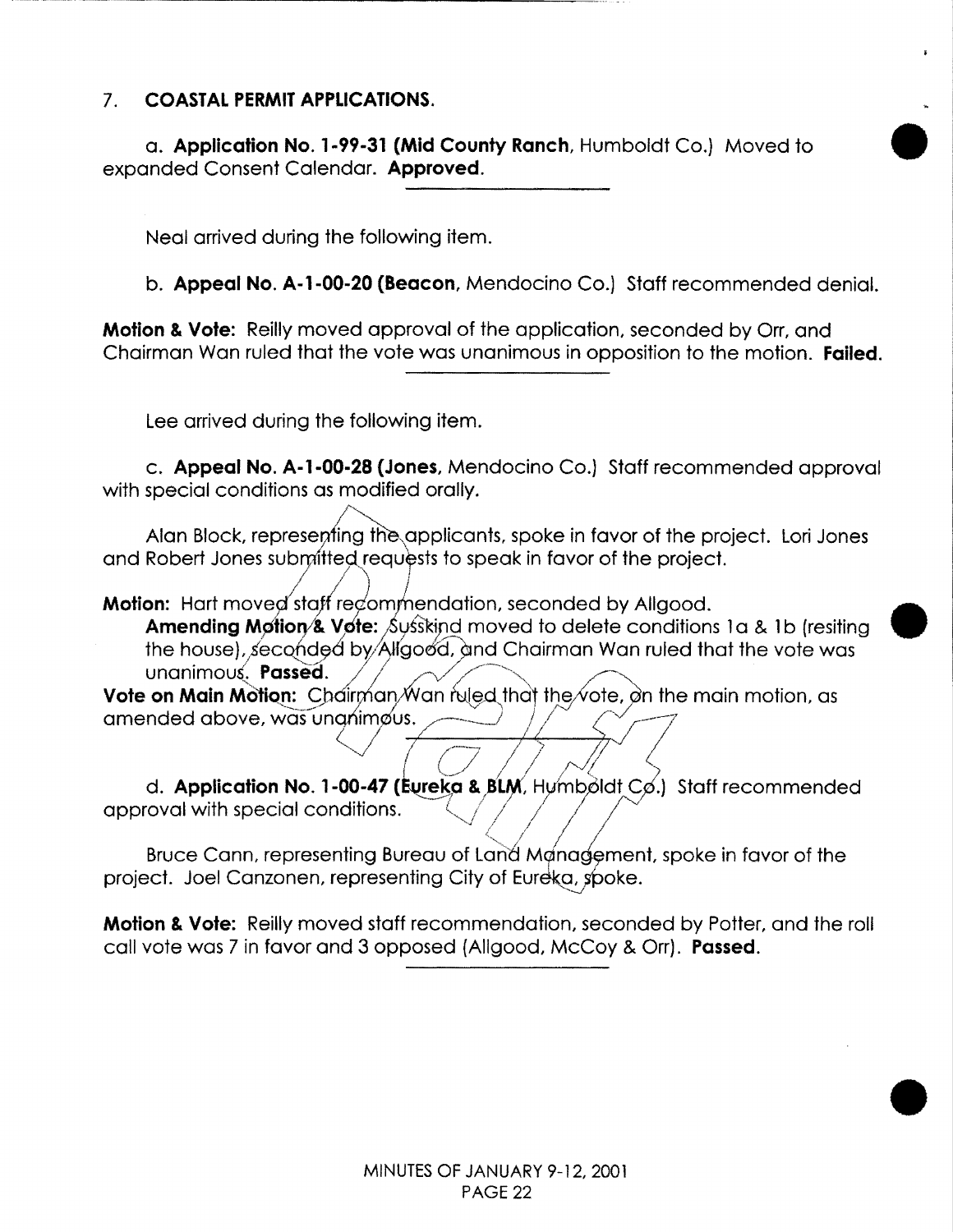## 7. COASTAL PERMIT APPLICATIONS.

a. **Application No. 1-99-31 (Mid County Ranch**, Humboldt Co.) Moved to expanded Consent Calendar. **Approved**.

---

Neal arrived during the following item.

b. **Appeal No. A-1-00-20 (Beacon**, Mendocino Co.) Staff recommended denial.

**Motion & Vote:** Reilly moved approval of the application, seconded by Orr, and Chairman Wan ruled that the vote was unanimous in opposition to the motion. **Failed**.

---

Lee arrived during the following item.

c. **Appeal No. A-1-00-28 (Jones**, Mendocino Co.) Staff recommended approval with special conditions as modified orally.

Alan Block, representing the applicants, spoke in favor of the project. Lori Jones and Robert Jones submitted requests to speak in favor of the project.

**Motion:** Hart moved staff recommendation, seconded by Allgood.

**Amending Motion & Vote:** Susskind moved to delete conditions 1a & 1b (resiting the house), seconded by Allgood, and Chairman Wan ruled that the vote was unanimous. **Passed**.

**Vote on Main Motion:** Chairman Wan ruled that the vote, on the main motion, as amended above, was unanimous.

---

d. **Application No. 1-00-47 (Eureka & BLM**, Humboldt Co.) Staff recommended approval with special conditions.

Bruce Cann, representing Bureau of Land Management, spoke in favor of the project. Joel Canzonen, representing City of Eureka, spoke.

**Motion & Vote:** Reilly moved staff recommendation, seconded by Potter, and the roll call vote was 7 in favor and 3 opposed (Allgood, McCoy & Orr). **Passed**.

---

MINUTES OF JANUARY 9-12, 2001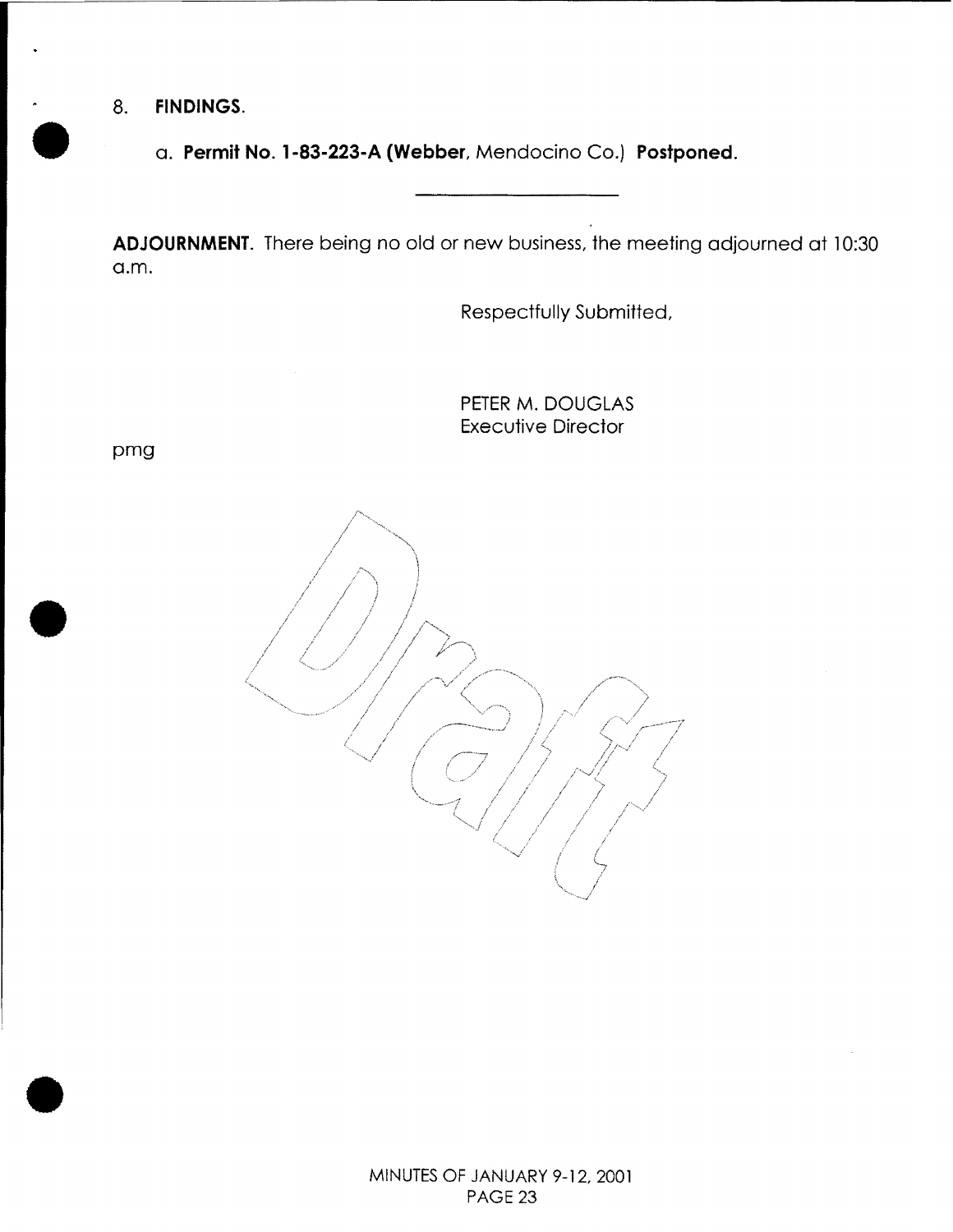8. **FINDINGS.**

a. **Permit No. 1-83-223-A (Webber**, Mendocino Co.) **Postponed.**

---

**ADJOURNMENT.** There being no old or new business, the meeting adjourned at 10:30 a.m.

Respectfully Submitted,

PETER M. DOUGLAS
Executive Director

pmg

Draft